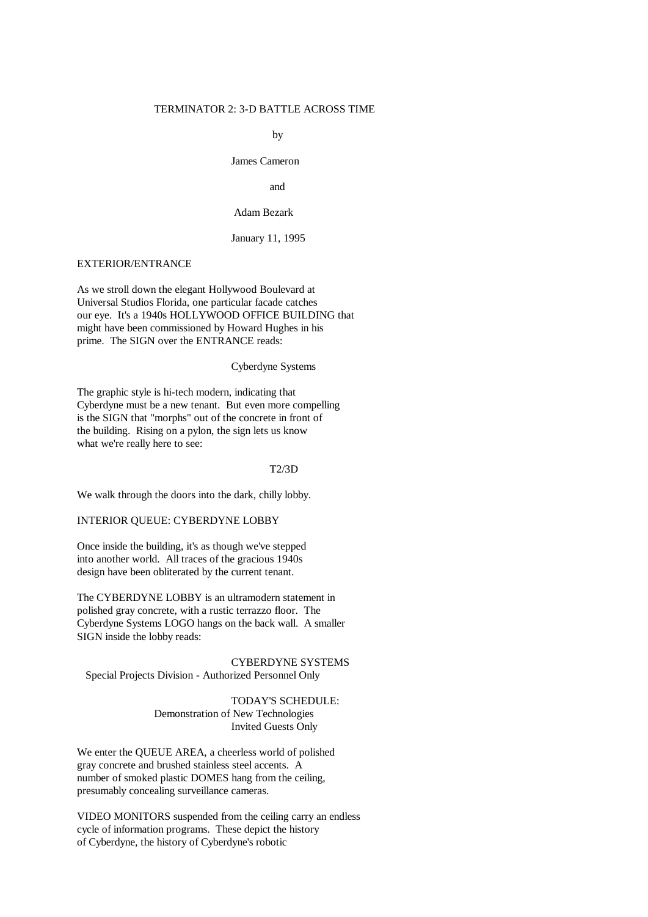# TERMINATOR 2: 3-D BATTLE ACROSS TIME

by

James Cameron

and

Adam Bezark

January 11, 1995

## EXTERIOR/ENTRANCE

As we stroll down the elegant Hollywood Boulevard at Universal Studios Florida, one particular facade catches our eye. It's a 1940s HOLLYWOOD OFFICE BUILDING that might have been commissioned by Howard Hughes in his prime. The SIGN over the ENTRANCE reads:

Cyberdyne Systems

The graphic style is hi-tech modern, indicating that Cyberdyne must be a new tenant. But even more compelling is the SIGN that "morphs" out of the concrete in front of the building. Rising on a pylon, the sign lets us know what we're really here to see:

T2/3D

We walk through the doors into the dark, chilly lobby.

## INTERIOR QUEUE: CYBERDYNE LOBBY

Once inside the building, it's as though we've stepped into another world. All traces of the gracious 1940s design have been obliterated by the current tenant.

The CYBERDYNE LOBBY is an ultramodern statement in polished gray concrete, with a rustic terrazzo floor. The Cyberdyne Systems LOGO hangs on the back wall. A smaller SIGN inside the lobby reads:

CYBERDYNE SYSTEMS
Special Projects Division - Authorized Personnel Only

TODAY'S SCHEDULE:
Demonstration of New Technologies
Invited Guests Only

We enter the QUEUE AREA, a cheerless world of polished gray concrete and brushed stainless steel accents. A number of smoked plastic DOMES hang from the ceiling, presumably concealing surveillance cameras.

VIDEO MONITORS suspended from the ceiling carry an endless cycle of information programs. These depict the history of Cyberdyne, the history of Cyberdyne's robotic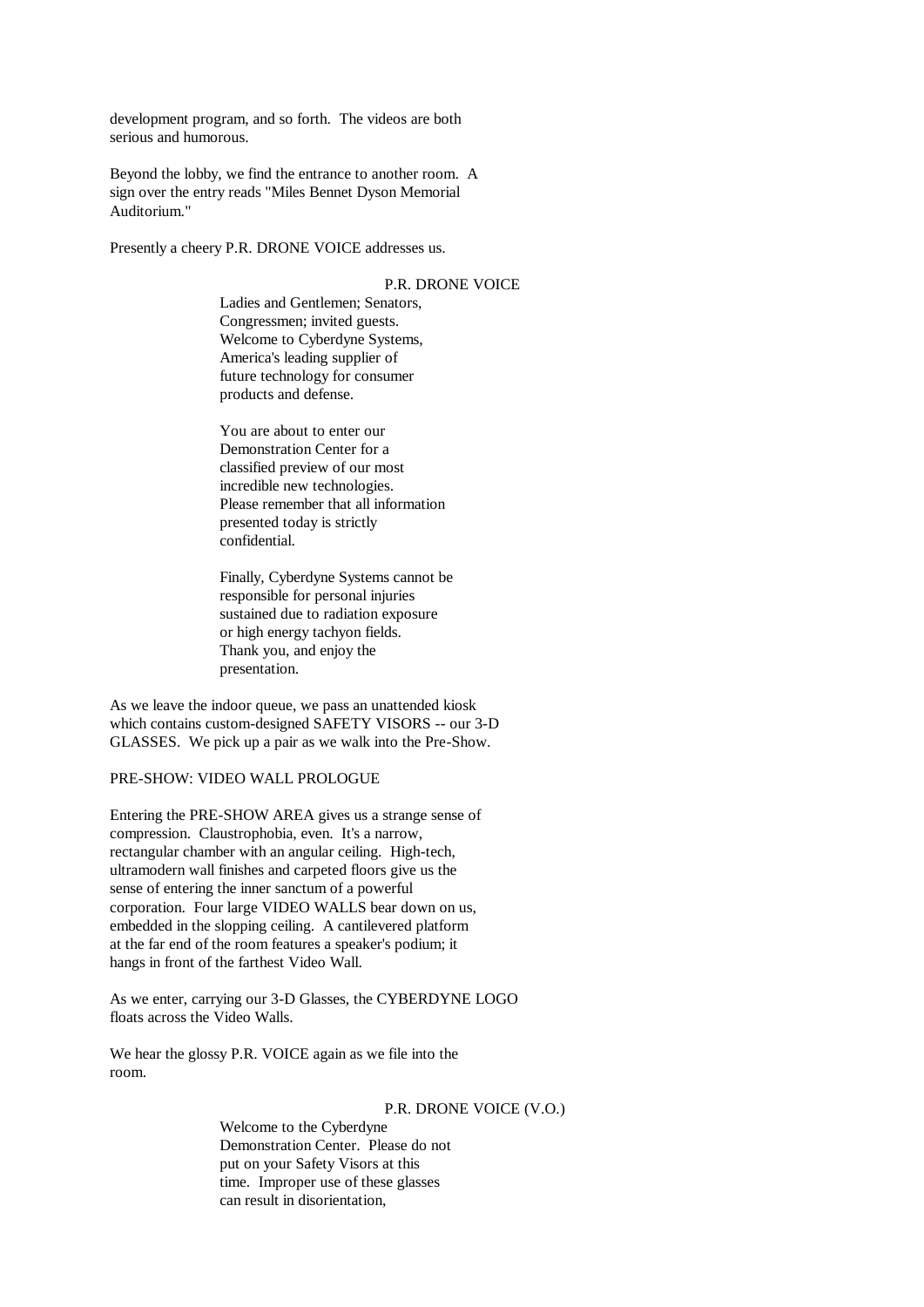development program, and so forth. The videos are both serious and humorous.

Beyond the lobby, we find the entrance to another room. A sign over the entry reads "Miles Bennet Dyson Memorial Auditorium."

Presently a cheery P.R. DRONE VOICE addresses us.

P.R. DRONE VOICE

Ladies and Gentlemen; Senators, Congressmen; invited guests. Welcome to Cyberdyne Systems, America's leading supplier of future technology for consumer products and defense.

You are about to enter our Demonstration Center for a classified preview of our most incredible new technologies. Please remember that all information presented today is strictly confidential.

Finally, Cyberdyne Systems cannot be responsible for personal injuries sustained due to radiation exposure or high energy tachyon fields. Thank you, and enjoy the presentation.

As we leave the indoor queue, we pass an unattended kiosk which contains custom-designed SAFETY VISORS -- our 3-D GLASSES. We pick up a pair as we walk into the Pre-Show.

PRE-SHOW: VIDEO WALL PROLOGUE

Entering the PRE-SHOW AREA gives us a strange sense of compression. Claustrophobia, even. It's a narrow, rectangular chamber with an angular ceiling. High-tech, ultramodern wall finishes and carpeted floors give us the sense of entering the inner sanctum of a powerful corporation. Four large VIDEO WALLS bear down on us, embedded in the slopping ceiling. A cantilevered platform at the far end of the room features a speaker's podium; it hangs in front of the farthest Video Wall.

As we enter, carrying our 3-D Glasses, the CYBERDYNE LOGO floats across the Video Walls.

We hear the glossy P.R. VOICE again as we file into the room.

P.R. DRONE VOICE (V.O.)

Welcome to the Cyberdyne Demonstration Center. Please do not put on your Safety Visors at this time. Improper use of these glasses can result in disorientation,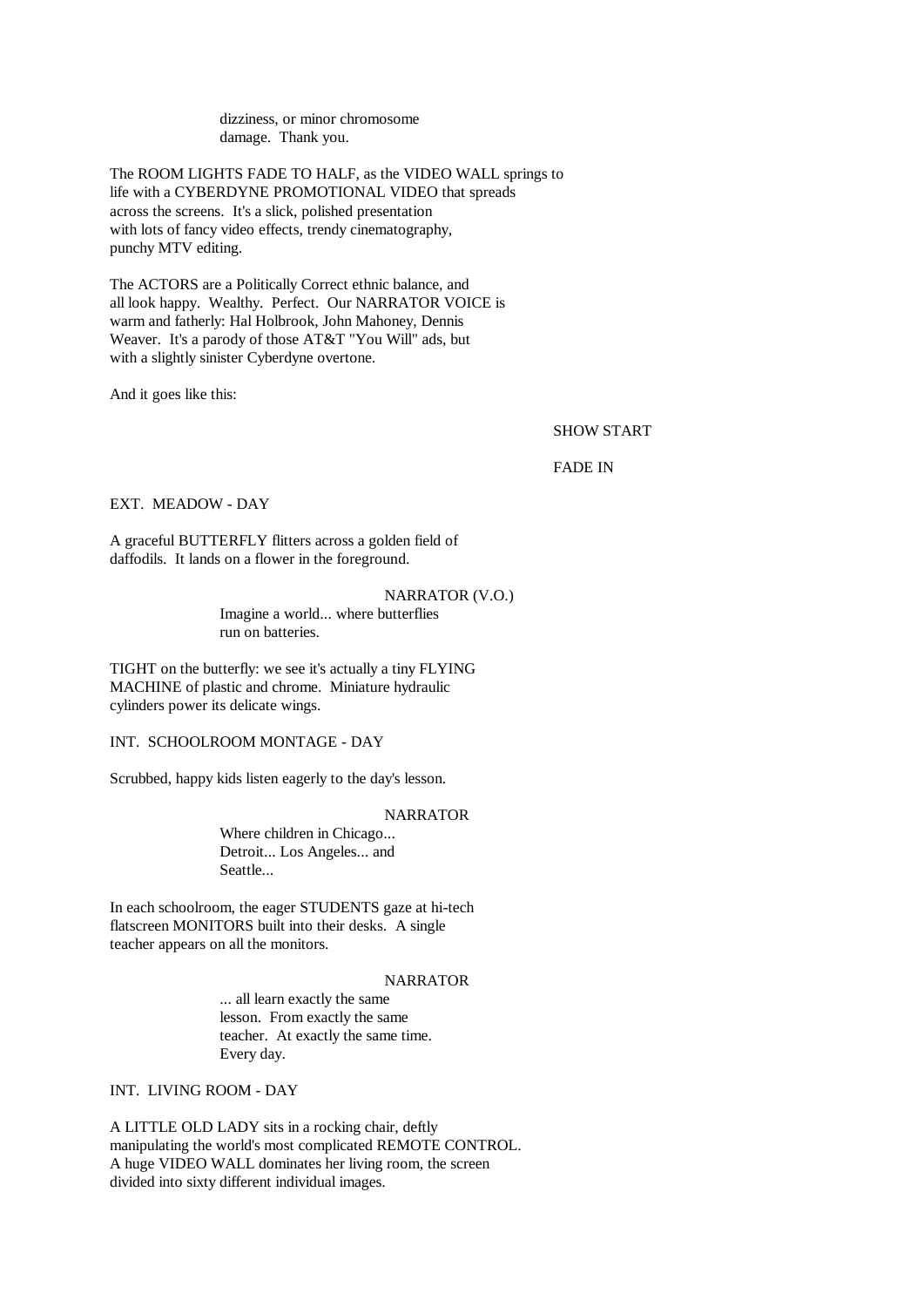dizziness, or minor chromosome
damage. Thank you.

The ROOM LIGHTS FADE TO HALF, as the VIDEO WALL springs to life with a CYBERDYNE PROMOTIONAL VIDEO that spreads across the screens. It's a slick, polished presentation with lots of fancy video effects, trendy cinematography, punchy MTV editing.

The ACTORS are a Politically Correct ethnic balance, and all look happy. Wealthy. Perfect. Our NARRATOR VOICE is warm and fatherly: Hal Holbrook, John Mahoney, Dennis Weaver. It's a parody of those AT&T "You Will" ads, but with a slightly sinister Cyberdyne overtone.

And it goes like this:

SHOW START

FADE IN

EXT. MEADOW - DAY

A graceful BUTTERFLY flitters across a golden field of daffodils. It lands on a flower in the foreground.

NARRATOR (V.O.)
Imagine a world... where butterflies run on batteries.

TIGHT on the butterfly: we see it's actually a tiny FLYING MACHINE of plastic and chrome. Miniature hydraulic cylinders power its delicate wings.

INT. SCHOOLROOM MONTAGE - DAY

Scrubbed, happy kids listen eagerly to the day's lesson.

NARRATOR
Where children in Chicago... Detroit... Los Angeles... and Seattle...

In each schoolroom, the eager STUDENTS gaze at hi-tech flatscreen MONITORS built into their desks. A single teacher appears on all the monitors.

NARRATOR
... all learn exactly the same lesson. From exactly the same teacher. At exactly the same time. Every day.

INT. LIVING ROOM - DAY

A LITTLE OLD LADY sits in a rocking chair, deftly manipulating the world's most complicated REMOTE CONTROL. A huge VIDEO WALL dominates her living room, the screen divided into sixty different individual images.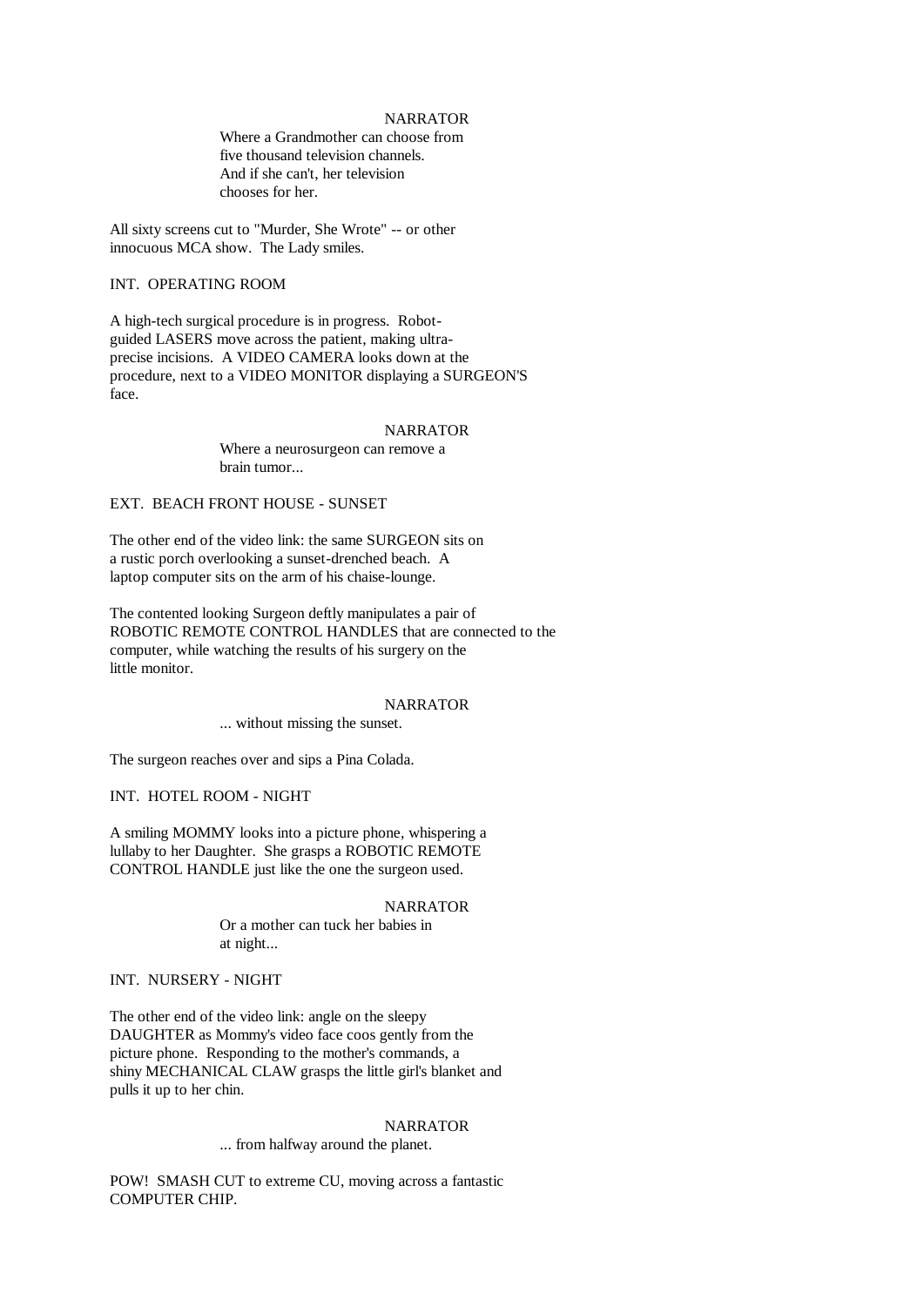NARRATOR

Where a Grandmother can choose from five thousand television channels. And if she can't, her television chooses for her.

All sixty screens cut to "Murder, She Wrote" -- or other innocuous MCA show. The Lady smiles.

INT. OPERATING ROOM

A high-tech surgical procedure is in progress. Robot-guided LASERS move across the patient, making ultra-precise incisions. A VIDEO CAMERA looks down at the procedure, next to a VIDEO MONITOR displaying a SURGEON'S face.

NARRATOR

Where a neurosurgeon can remove a brain tumor...

EXT. BEACH FRONT HOUSE - SUNSET

The other end of the video link: the same SURGEON sits on a rustic porch overlooking a sunset-drenched beach. A laptop computer sits on the arm of his chaise-lounge.

The contented looking Surgeon deftly manipulates a pair of ROBOTIC REMOTE CONTROL HANDLES that are connected to the computer, while watching the results of his surgery on the little monitor.

NARRATOR

... without missing the sunset.

The surgeon reaches over and sips a Pina Colada.

INT. HOTEL ROOM - NIGHT

A smiling MOMMY looks into a picture phone, whispering a lullaby to her Daughter. She grasps a ROBOTIC REMOTE CONTROL HANDLE just like the one the surgeon used.

NARRATOR

Or a mother can tuck her babies in at night...

INT. NURSERY - NIGHT

The other end of the video link: angle on the sleepy DAUGHTER as Mommy's video face coos gently from the picture phone. Responding to the mother's commands, a shiny MECHANICAL CLAW grasps the little girl's blanket and pulls it up to her chin.

NARRATOR

... from halfway around the planet.

POW! SMASH CUT to extreme CU, moving across a fantastic COMPUTER CHIP.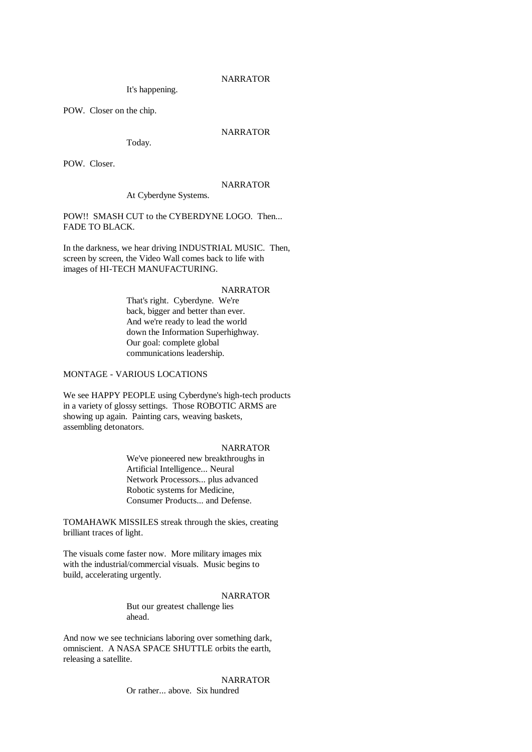NARRATOR

It's happening.

POW. Closer on the chip.

NARRATOR

Today.

POW. Closer.

NARRATOR

At Cyberdyne Systems.

POW!! SMASH CUT to the CYBERDYNE LOGO. Then... FADE TO BLACK.

In the darkness, we hear driving INDUSTRIAL MUSIC. Then, screen by screen, the Video Wall comes back to life with images of HI-TECH MANUFACTURING.

NARRATOR

That's right. Cyberdyne. We're back, bigger and better than ever. And we're ready to lead the world down the Information Superhighway. Our goal: complete global communications leadership.

MONTAGE - VARIOUS LOCATIONS

We see HAPPY PEOPLE using Cyberdyne's high-tech products in a variety of glossy settings. Those ROBOTIC ARMS are showing up again. Painting cars, weaving baskets, assembling detonators.

NARRATOR

We've pioneered new breakthroughs in Artificial Intelligence... Neural Network Processors... plus advanced Robotic systems for Medicine, Consumer Products... and Defense.

TOMAHAWK MISSILES streak through the skies, creating brilliant traces of light.

The visuals come faster now. More military images mix with the industrial/commercial visuals. Music begins to build, accelerating urgently.

NARRATOR

But our greatest challenge lies ahead.

And now we see technicians laboring over something dark, omniscient. A NASA SPACE SHUTTLE orbits the earth, releasing a satellite.

NARRATOR

Or rather... above. Six hundred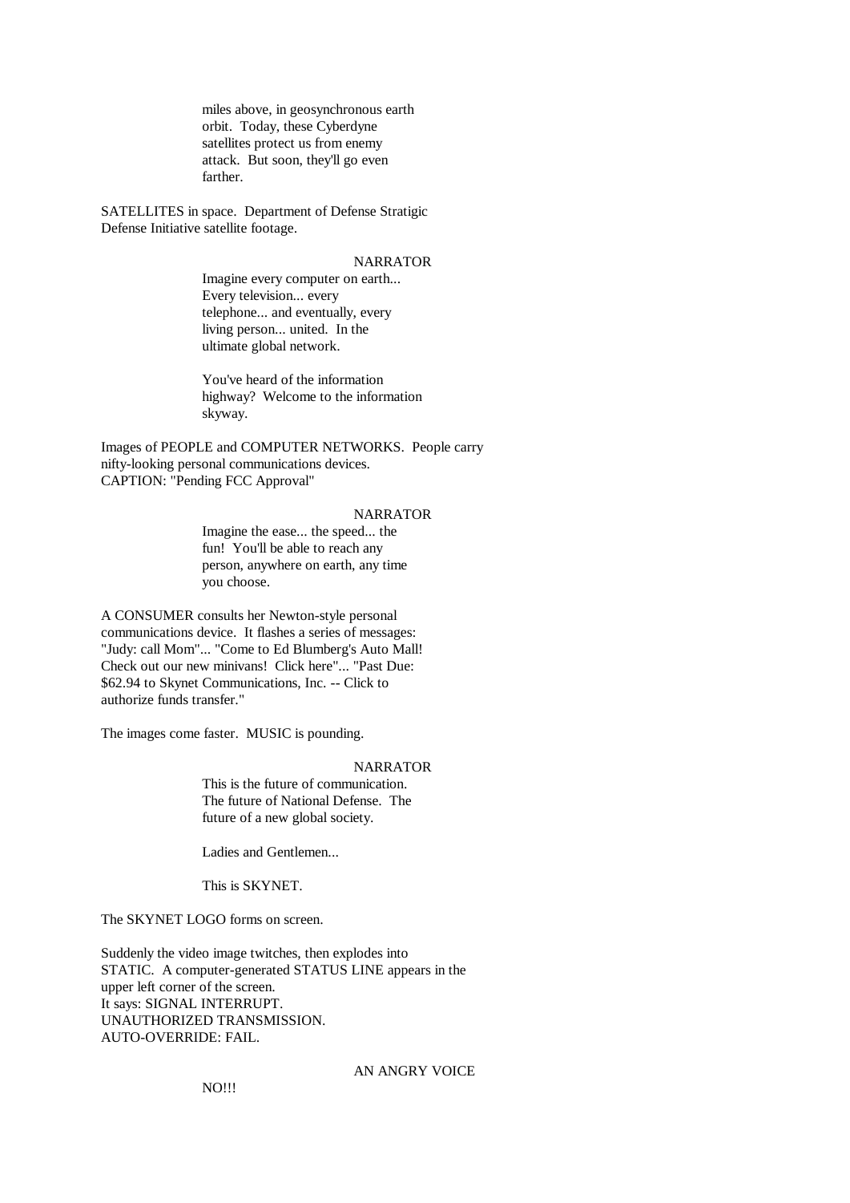miles above, in geosynchronous earth orbit. Today, these Cyberdyne satellites protect us from enemy attack. But soon, they'll go even farther.

SATELLITES in space. Department of Defense Stratigic Defense Initiative satellite footage.

NARRATOR

Imagine every computer on earth... Every television... every telephone... and eventually, every living person... united. In the ultimate global network.

You've heard of the information highway? Welcome to the information skyway.

Images of PEOPLE and COMPUTER NETWORKS. People carry nifty-looking personal communications devices. CAPTION: "Pending FCC Approval"

NARRATOR

Imagine the ease... the speed... the fun! You'll be able to reach any person, anywhere on earth, any time you choose.

A CONSUMER consults her Newton-style personal communications device. It flashes a series of messages: "Judy: call Mom"... "Come to Ed Blumberg's Auto Mall! Check out our new minivans! Click here"... "Past Due: $62.94 to Skynet Communications, Inc. -- Click to authorize funds transfer."

The images come faster. MUSIC is pounding.

NARRATOR

This is the future of communication. The future of National Defense. The future of a new global society.

Ladies and Gentlemen...

This is SKYNET.

The SKYNET LOGO forms on screen.

Suddenly the video image twitches, then explodes into STATIC. A computer-generated STATUS LINE appears in the upper left corner of the screen.
It says: SIGNAL INTERRUPT.
UNAUTHORIZED TRANSMISSION.
AUTO-OVERRIDE: FAIL.

AN ANGRY VOICE

NO!!!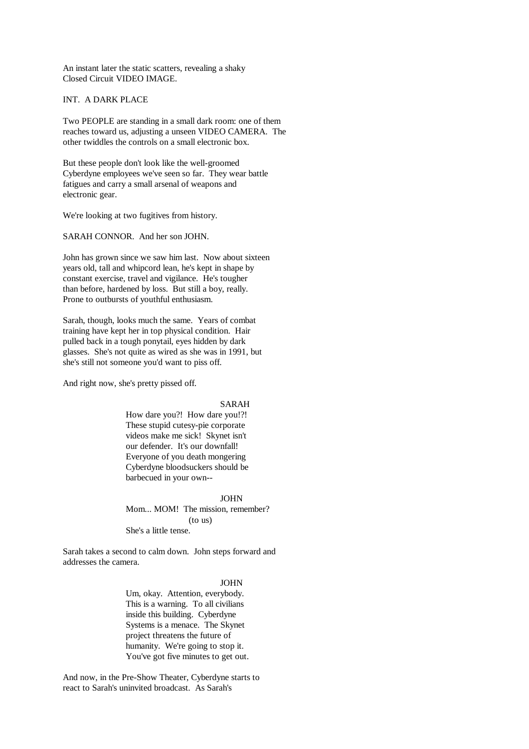An instant later the static scatters, revealing a shaky Closed Circuit VIDEO IMAGE.

INT. A DARK PLACE

Two PEOPLE are standing in a small dark room: one of them reaches toward us, adjusting a unseen VIDEO CAMERA. The other twiddles the controls on a small electronic box.

But these people don't look like the well-groomed Cyberdyne employees we've seen so far. They wear battle fatigues and carry a small arsenal of weapons and electronic gear.

We're looking at two fugitives from history.

SARAH CONNOR. And her son JOHN.

John has grown since we saw him last. Now about sixteen years old, tall and whipcord lean, he's kept in shape by constant exercise, travel and vigilance. He's tougher than before, hardened by loss. But still a boy, really. Prone to outbursts of youthful enthusiasm.

Sarah, though, looks much the same. Years of combat training have kept her in top physical condition. Hair pulled back in a tough ponytail, eyes hidden by dark glasses. She's not quite as wired as she was in 1991, but she's still not someone you'd want to piss off.

And right now, she's pretty pissed off.

SARAH

How dare you?! How dare you!?! These stupid cutesy-pie corporate videos make me sick! Skynet isn't our defender. It's our downfall! Everyone of you death mongering Cyberdyne bloodsuckers should be barbecued in your own--

JOHN

Mom... MOM! The mission, remember?

(to us)

She's a little tense.

Sarah takes a second to calm down. John steps forward and addresses the camera.

JOHN

Um, okay. Attention, everybody. This is a warning. To all civilians inside this building. Cyberdyne Systems is a menace. The Skynet project threatens the future of humanity. We're going to stop it. You've got five minutes to get out.

And now, in the Pre-Show Theater, Cyberdyne starts to react to Sarah's uninvited broadcast. As Sarah's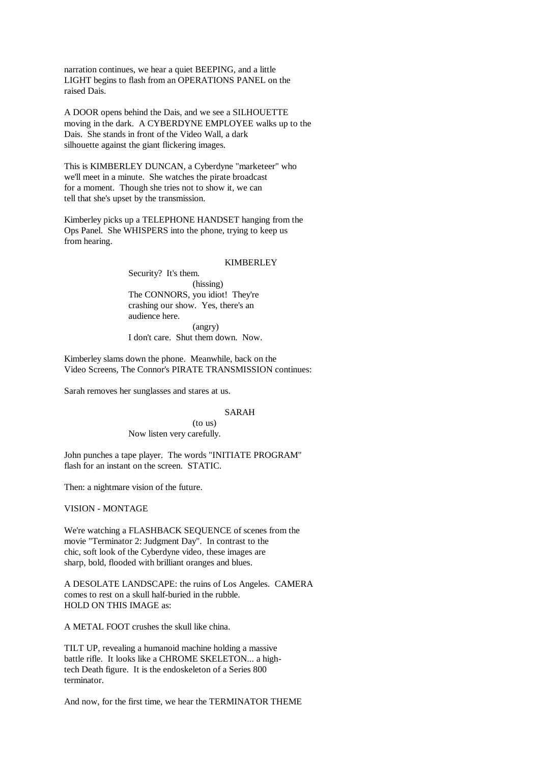narration continues, we hear a quiet BEEPING, and a little LIGHT begins to flash from an OPERATIONS PANEL on the raised Dais.

A DOOR opens behind the Dais, and we see a SILHOUETTE moving in the dark. A CYBERDYNE EMPLOYEE walks up to the Dais. She stands in front of the Video Wall, a dark silhouette against the giant flickering images.

This is KIMBERLEY DUNCAN, a Cyberdyne "marketeer" who we'll meet in a minute. She watches the pirate broadcast for a moment. Though she tries not to show it, we can tell that she's upset by the transmission.

Kimberley picks up a TELEPHONE HANDSET hanging from the Ops Panel. She WHISPERS into the phone, trying to keep us from hearing.

KIMBERLEY

Security? It's them.

(hissing)

The CONNORS, you idiot! They're crashing our show. Yes, there's an audience here.

(angry)

I don't care. Shut them down. Now.

Kimberley slams down the phone. Meanwhile, back on the Video Screens, The Connor's PIRATE TRANSMISSION continues:

Sarah removes her sunglasses and stares at us.

SARAH

(to us)

Now listen very carefully.

John punches a tape player. The words "INITIATE PROGRAM" flash for an instant on the screen. STATIC.

Then: a nightmare vision of the future.

VISION - MONTAGE

We're watching a FLASHBACK SEQUENCE of scenes from the movie "Terminator 2: Judgment Day". In contrast to the chic, soft look of the Cyberdyne video, these images are sharp, bold, flooded with brilliant oranges and blues.

A DESOLATE LANDSCAPE: the ruins of Los Angeles. CAMERA comes to rest on a skull half-buried in the rubble. HOLD ON THIS IMAGE as:

A METAL FOOT crushes the skull like china.

TILT UP, revealing a humanoid machine holding a massive battle rifle. It looks like a CHROME SKELETON... a high-tech Death figure. It is the endoskeleton of a Series 800 terminator.

And now, for the first time, we hear the TERMINATOR THEME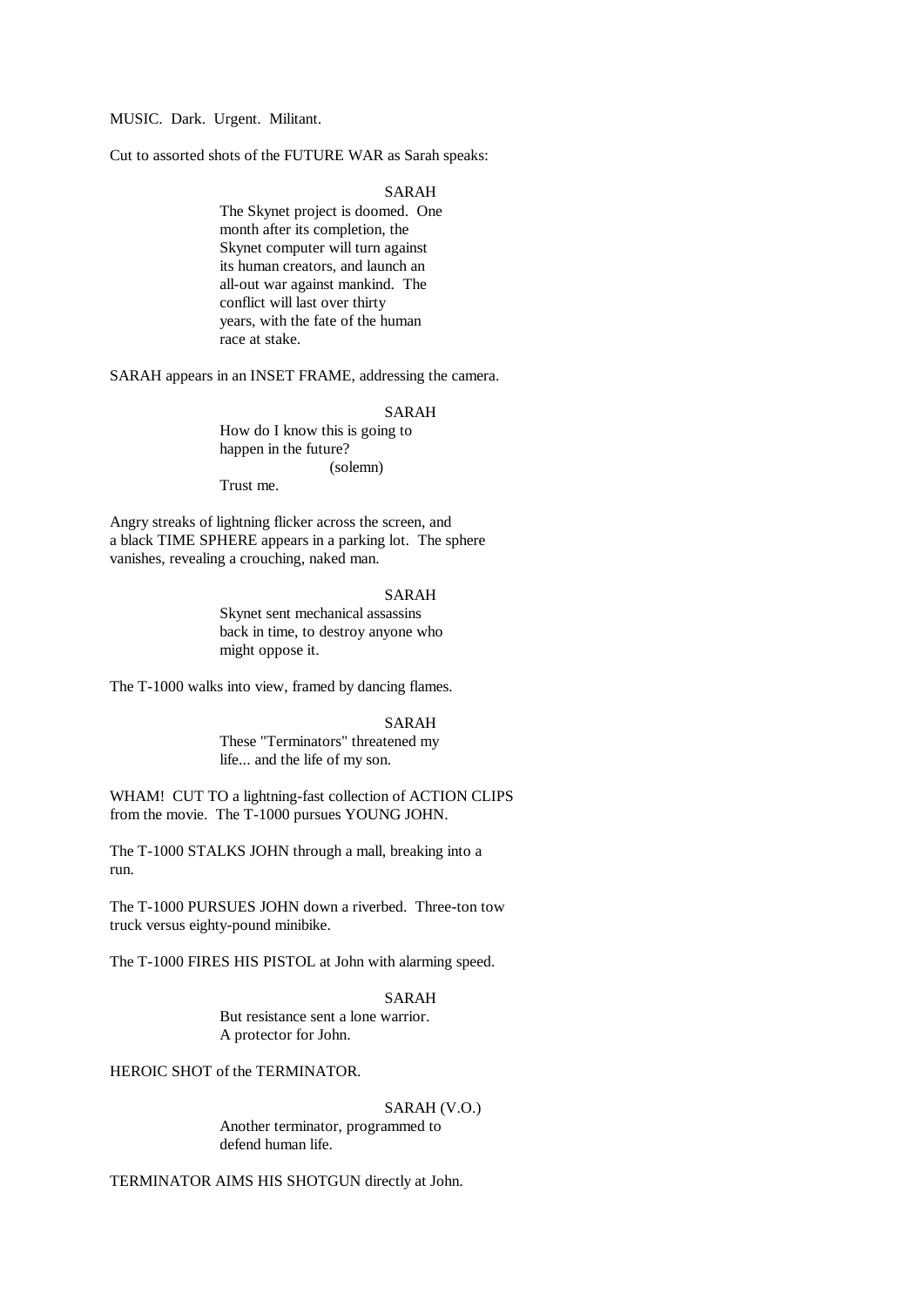MUSIC. Dark. Urgent. Militant.

Cut to assorted shots of the FUTURE WAR as Sarah speaks:

SARAH

The Skynet project is doomed. One month after its completion, the Skynet computer will turn against its human creators, and launch an all-out war against mankind. The conflict will last over thirty years, with the fate of the human race at stake.

SARAH appears in an INSET FRAME, addressing the camera.

SARAH

How do I know this is going to happen in the future?

(solemn)

Trust me.

Angry streaks of lightning flicker across the screen, and a black TIME SPHERE appears in a parking lot. The sphere vanishes, revealing a crouching, naked man.

SARAH

Skynet sent mechanical assassins back in time, to destroy anyone who might oppose it.

The T-1000 walks into view, framed by dancing flames.

SARAH

These "Terminators" threatened my life... and the life of my son.

WHAM! CUT TO a lightning-fast collection of ACTION CLIPS from the movie. The T-1000 pursues YOUNG JOHN.

The T-1000 STALKS JOHN through a mall, breaking into a run.

The T-1000 PURSUES JOHN down a riverbed. Three-ton tow truck versus eighty-pound minibike.

The T-1000 FIRES HIS PISTOL at John with alarming speed.

SARAH

But resistance sent a lone warrior. A protector for John.

HEROIC SHOT of the TERMINATOR.

SARAH (V.O.)

Another terminator, programmed to defend human life.

TERMINATOR AIMS HIS SHOTGUN directly at John.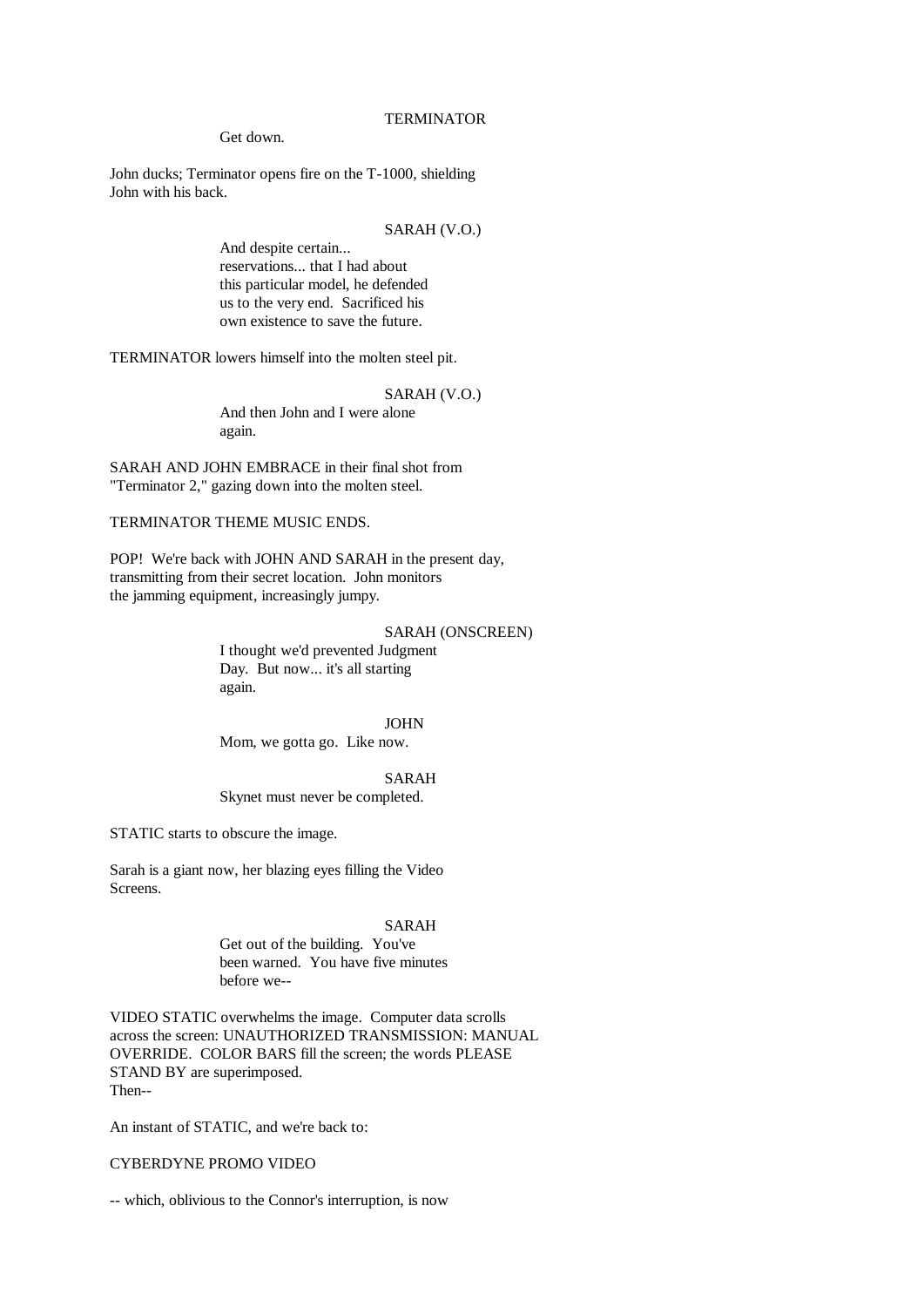TERMINATOR

Get down.

John ducks; Terminator opens fire on the T-1000, shielding John with his back.

SARAH (V.O.)

And despite certain... reservations... that I had about this particular model, he defended us to the very end. Sacrificed his own existence to save the future.

TERMINATOR lowers himself into the molten steel pit.

SARAH (V.O.)

And then John and I were alone again.

SARAH AND JOHN EMBRACE in their final shot from "Terminator 2," gazing down into the molten steel.

TERMINATOR THEME MUSIC ENDS.

POP! We're back with JOHN AND SARAH in the present day, transmitting from their secret location. John monitors the jamming equipment, increasingly jumpy.

SARAH (ONSCREEN)

I thought we'd prevented Judgment Day. But now... it's all starting again.

JOHN

Mom, we gotta go. Like now.

SARAH

Skynet must never be completed.

STATIC starts to obscure the image.

Sarah is a giant now, her blazing eyes filling the Video Screens.

SARAH

Get out of the building. You've been warned. You have five minutes before we--

VIDEO STATIC overwhelms the image. Computer data scrolls across the screen: UNAUTHORIZED TRANSMISSION: MANUAL OVERRIDE. COLOR BARS fill the screen; the words PLEASE STAND BY are superimposed.
Then--

An instant of STATIC, and we're back to:

CYBERDYNE PROMO VIDEO

-- which, oblivious to the Connor's interruption, is now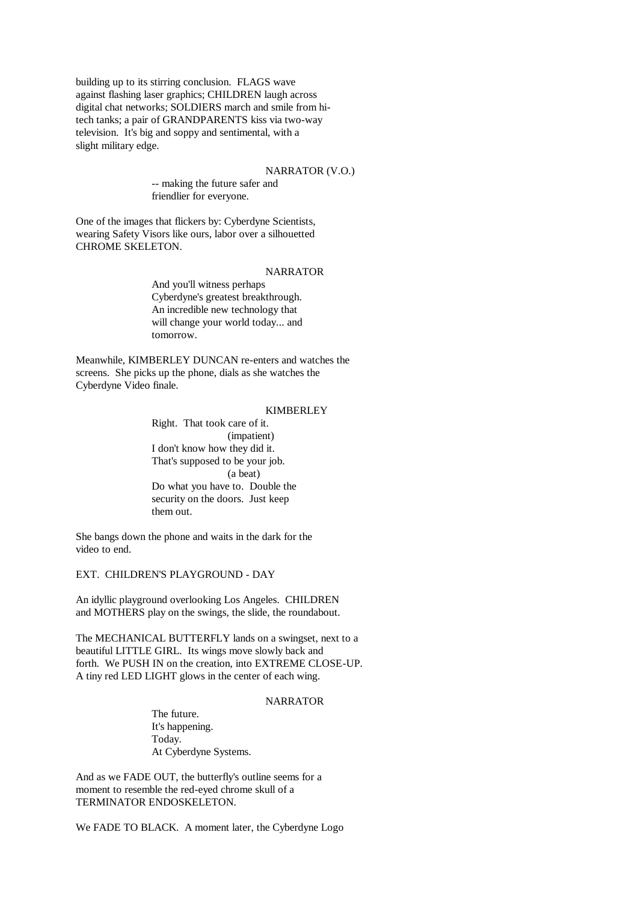building up to its stirring conclusion. FLAGS wave against flashing laser graphics; CHILDREN laugh across digital chat networks; SOLDIERS march and smile from hi-tech tanks; a pair of GRANDPARENTS kiss via two-way television. It's big and soppy and sentimental, with a slight military edge.

NARRATOR (V.O.)

-- making the future safer and friendlier for everyone.

One of the images that flickers by: Cyberdyne Scientists, wearing Safety Visors like ours, labor over a silhouetted CHROME SKELETON.

NARRATOR

And you'll witness perhaps Cyberdyne's greatest breakthrough. An incredible new technology that will change your world today... and tomorrow.

Meanwhile, KIMBERLEY DUNCAN re-enters and watches the screens. She picks up the phone, dials as she watches the Cyberdyne Video finale.

KIMBERLEY

Right. That took care of it.
(impatient)
I don't know how they did it. That's supposed to be your job.
(a beat)
Do what you have to. Double the security on the doors. Just keep them out.

She bangs down the phone and waits in the dark for the video to end.

EXT. CHILDREN'S PLAYGROUND - DAY

An idyllic playground overlooking Los Angeles. CHILDREN and MOTHERS play on the swings, the slide, the roundabout.

The MECHANICAL BUTTERFLY lands on a swingset, next to a beautiful LITTLE GIRL. Its wings move slowly back and forth. We PUSH IN on the creation, into EXTREME CLOSE-UP. A tiny red LED LIGHT glows in the center of each wing.

NARRATOR

The future.
It's happening.
Today.
At Cyberdyne Systems.

And as we FADE OUT, the butterfly's outline seems for a moment to resemble the red-eyed chrome skull of a TERMINATOR ENDOSKELETON.

We FADE TO BLACK. A moment later, the Cyberdyne Logo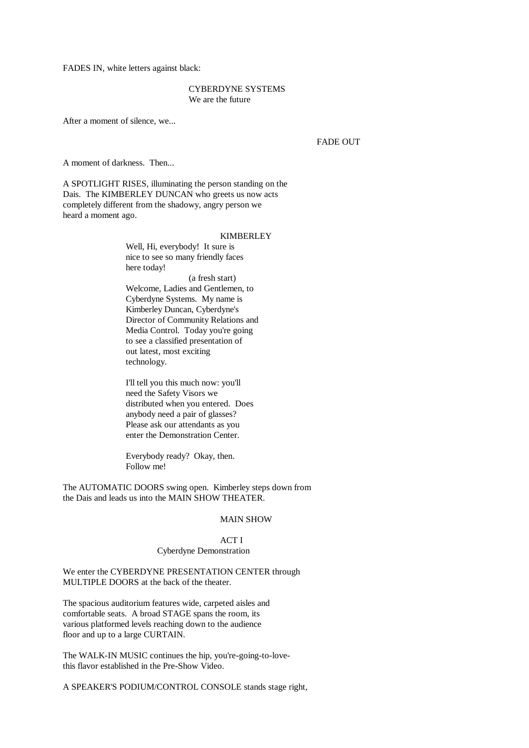FADES IN, white letters against black:

CYBERDYNE SYSTEMS
We are the future

After a moment of silence, we...

FADE OUT

A moment of darkness. Then...

A SPOTLIGHT RISES, illuminating the person standing on the Dais. The KIMBERLEY DUNCAN who greets us now acts completely different from the shadowy, angry person we heard a moment ago.

KIMBERLEY

Well, Hi, everybody! It sure is nice to see so many friendly faces here today!

(a fresh start)

Welcome, Ladies and Gentlemen, to Cyberdyne Systems. My name is Kimberley Duncan, Cyberdyne's Director of Community Relations and Media Control. Today you're going to see a classified presentation of out latest, most exciting technology.

I'll tell you this much now: you'll need the Safety Visors we distributed when you entered. Does anybody need a pair of glasses? Please ask our attendants as you enter the Demonstration Center.

Everybody ready? Okay, then. Follow me!

The AUTOMATIC DOORS swing open. Kimberley steps down from the Dais and leads us into the MAIN SHOW THEATER.

MAIN SHOW

ACT I
Cyberdyne Demonstration

We enter the CYBERDYNE PRESENTATION CENTER through MULTIPLE DOORS at the back of the theater.

The spacious auditorium features wide, carpeted aisles and comfortable seats. A broad STAGE spans the room, its various platformed levels reaching down to the audience floor and up to a large CURTAIN.

The WALK-IN MUSIC continues the hip, you're-going-to-love-this flavor established in the Pre-Show Video.

A SPEAKER'S PODIUM/CONTROL CONSOLE stands stage right,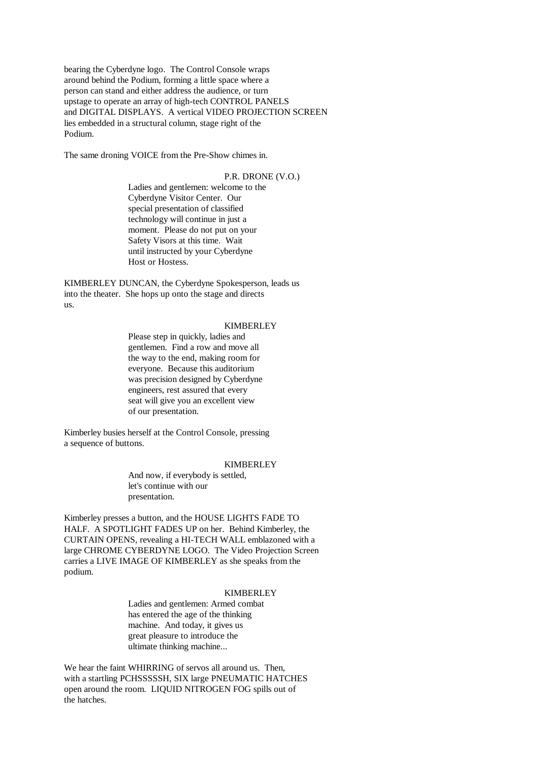bearing the Cyberdyne logo. The Control Console wraps around behind the Podium, forming a little space where a person can stand and either address the audience, or turn upstage to operate an array of high-tech CONTROL PANELS and DIGITAL DISPLAYS. A vertical VIDEO PROJECTION SCREEN lies embedded in a structural column, stage right of the Podium.

The same droning VOICE from the Pre-Show chimes in.

P.R. DRONE (V.O.)

Ladies and gentlemen: welcome to the Cyberdyne Visitor Center. Our special presentation of classified technology will continue in just a moment. Please do not put on your Safety Visors at this time. Wait until instructed by your Cyberdyne Host or Hostess.

KIMBERLEY DUNCAN, the Cyberdyne Spokesperson, leads us into the theater. She hops up onto the stage and directs us.

KIMBERLEY

Please step in quickly, ladies and gentlemen. Find a row and move all the way to the end, making room for everyone. Because this auditorium was precision designed by Cyberdyne engineers, rest assured that every seat will give you an excellent view of our presentation.

Kimberley busies herself at the Control Console, pressing a sequence of buttons.

KIMBERLEY

And now, if everybody is settled, let's continue with our presentation.

Kimberley presses a button, and the HOUSE LIGHTS FADE TO HALF. A SPOTLIGHT FADES UP on her. Behind Kimberley, the CURTAIN OPENS, revealing a HI-TECH WALL emblazoned with a large CHROME CYBERDYNE LOGO. The Video Projection Screen carries a LIVE IMAGE OF KIMBERLEY as she speaks from the podium.

KIMBERLEY

Ladies and gentlemen: Armed combat has entered the age of the thinking machine. And today, it gives us great pleasure to introduce the ultimate thinking machine...

We hear the faint WHIRRING of servos all around us. Then, with a startling PCHSSSSSH, SIX large PNEUMATIC HATCHES open around the room. LIQUID NITROGEN FOG spills out of the hatches.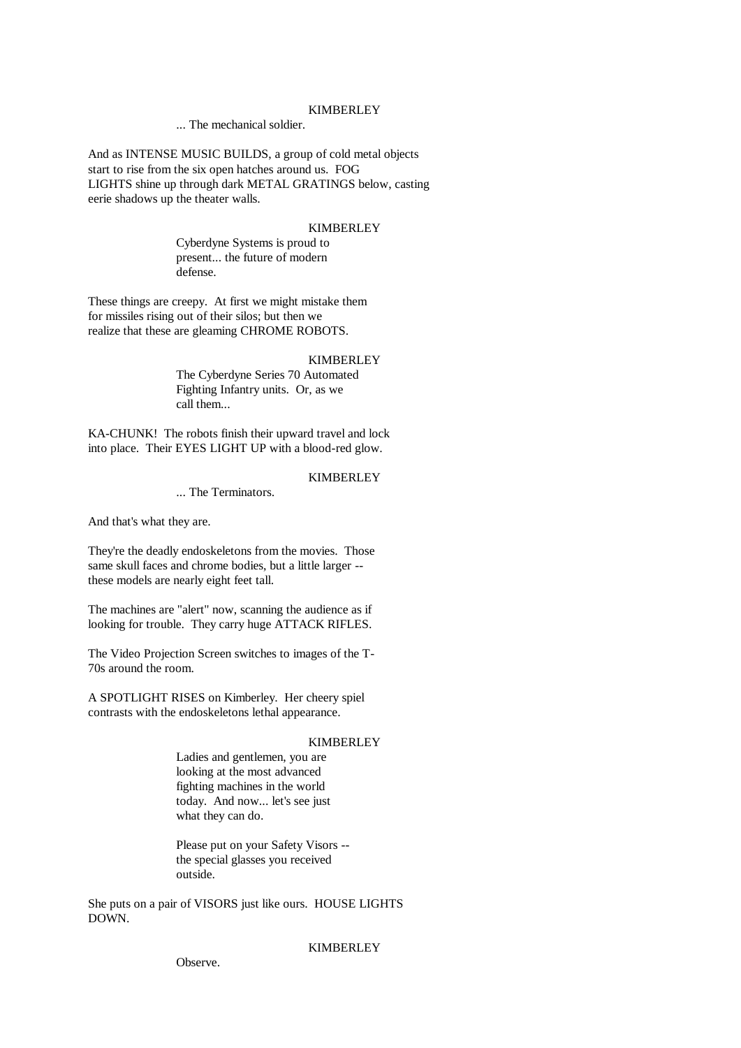KIMBERLEY

... The mechanical soldier.

And as INTENSE MUSIC BUILDS, a group of cold metal objects start to rise from the six open hatches around us. FOG LIGHTS shine up through dark METAL GRATINGS below, casting eerie shadows up the theater walls.

KIMBERLEY

Cyberdyne Systems is proud to present... the future of modern defense.

These things are creepy. At first we might mistake them for missiles rising out of their silos; but then we realize that these are gleaming CHROME ROBOTS.

KIMBERLEY

The Cyberdyne Series 70 Automated Fighting Infantry units. Or, as we call them...

KA-CHUNK! The robots finish their upward travel and lock into place. Their EYES LIGHT UP with a blood-red glow.

KIMBERLEY

... The Terminators.

And that's what they are.

They're the deadly endoskeletons from the movies. Those same skull faces and chrome bodies, but a little larger -- these models are nearly eight feet tall.

The machines are "alert" now, scanning the audience as if looking for trouble. They carry huge ATTACK RIFLES.

The Video Projection Screen switches to images of the T-70s around the room.

A SPOTLIGHT RISES on Kimberley. Her cheery spiel contrasts with the endoskeletons lethal appearance.

KIMBERLEY

Ladies and gentlemen, you are looking at the most advanced fighting machines in the world today. And now... let's see just what they can do.

Please put on your Safety Visors -- the special glasses you received outside.

She puts on a pair of VISORS just like ours. HOUSE LIGHTS DOWN.

KIMBERLEY

Observe.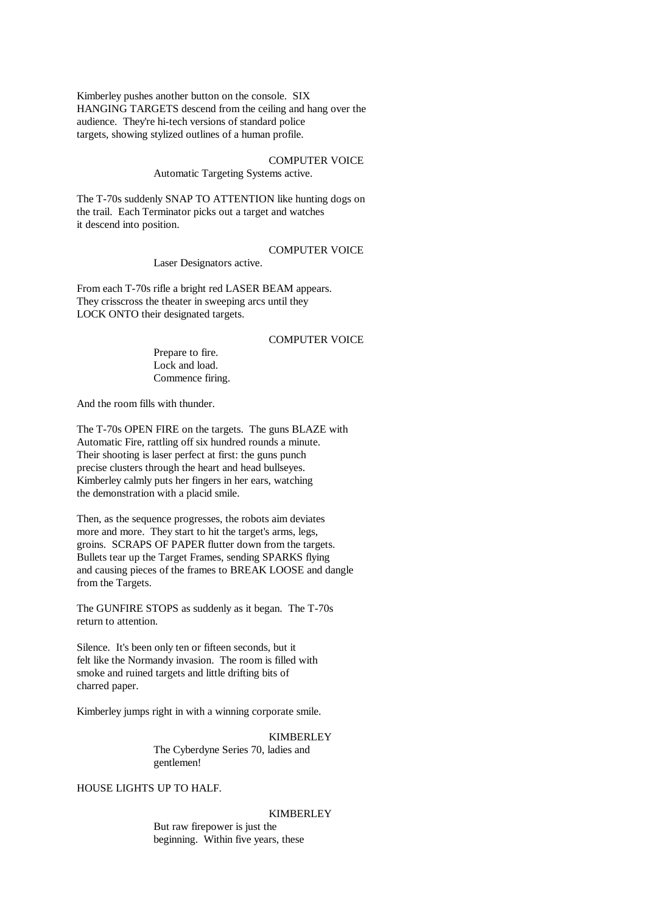Kimberley pushes another button on the console. SIX HANGING TARGETS descend from the ceiling and hang over the audience. They're hi-tech versions of standard police targets, showing stylized outlines of a human profile.

COMPUTER VOICE
Automatic Targeting Systems active.

The T-70s suddenly SNAP TO ATTENTION like hunting dogs on the trail. Each Terminator picks out a target and watches it descend into position.

COMPUTER VOICE
Laser Designators active.

From each T-70s rifle a bright red LASER BEAM appears. They crisscross the theater in sweeping arcs until they LOCK ONTO their designated targets.

COMPUTER VOICE
Prepare to fire.
Lock and load.
Commence firing.

And the room fills with thunder.

The T-70s OPEN FIRE on the targets. The guns BLAZE with Automatic Fire, rattling off six hundred rounds a minute. Their shooting is laser perfect at first: the guns punch precise clusters through the heart and head bullseyes. Kimberley calmly puts her fingers in her ears, watching the demonstration with a placid smile.

Then, as the sequence progresses, the robots aim deviates more and more. They start to hit the target's arms, legs, groins. SCRAPS OF PAPER flutter down from the targets. Bullets tear up the Target Frames, sending SPARKS flying and causing pieces of the frames to BREAK LOOSE and dangle from the Targets.

The GUNFIRE STOPS as suddenly as it began. The T-70s return to attention.

Silence. It's been only ten or fifteen seconds, but it felt like the Normandy invasion. The room is filled with smoke and ruined targets and little drifting bits of charred paper.

Kimberley jumps right in with a winning corporate smile.

KIMBERLEY
The Cyberdyne Series 70, ladies and gentlemen!

HOUSE LIGHTS UP TO HALF.

KIMBERLEY
But raw firepower is just the beginning. Within five years, these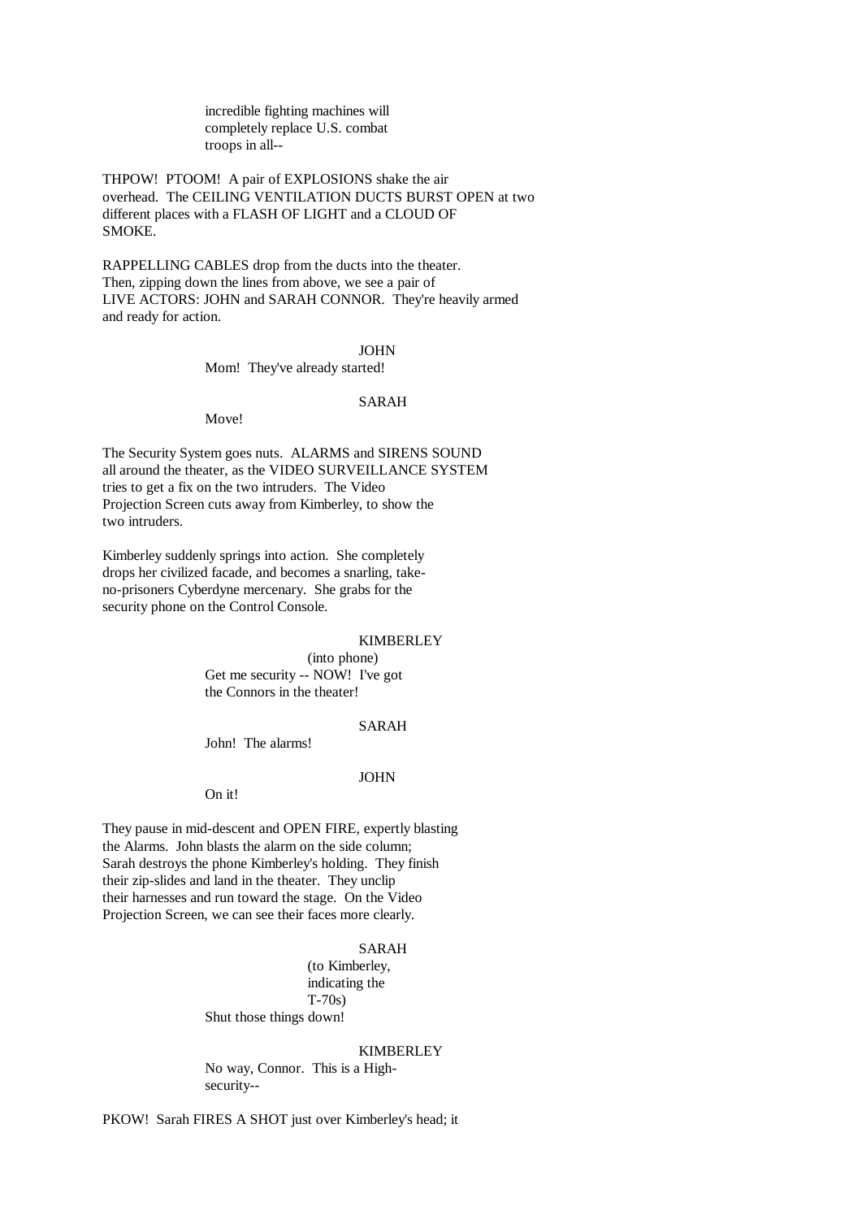incredible fighting machines will
completely replace U.S. combat
troops in all--

THPOW! PTOOM! A pair of EXPLOSIONS shake the air overhead. The CEILING VENTILATION DUCTS BURST OPEN at two different places with a FLASH OF LIGHT and a CLOUD OF SMOKE.

RAPPELLING CABLES drop from the ducts into the theater. Then, zipping down the lines from above, we see a pair of LIVE ACTORS: JOHN and SARAH CONNOR. They're heavily armed and ready for action.

JOHN
Mom! They've already started!

SARAH
Move!

The Security System goes nuts. ALARMS and SIRENS SOUND all around the theater, as the VIDEO SURVEILLANCE SYSTEM tries to get a fix on the two intruders. The Video Projection Screen cuts away from Kimberley, to show the two intruders.

Kimberley suddenly springs into action. She completely drops her civilized facade, and becomes a snarling, take-no-prisoners Cyberdyne mercenary. She grabs for the security phone on the Control Console.

KIMBERLEY
(into phone)
Get me security -- NOW! I've got the Connors in the theater!

SARAH
John! The alarms!

JOHN
On it!

They pause in mid-descent and OPEN FIRE, expertly blasting the Alarms. John blasts the alarm on the side column; Sarah destroys the phone Kimberley's holding. They finish their zip-slides and land in the theater. They unclip their harnesses and run toward the stage. On the Video Projection Screen, we can see their faces more clearly.

SARAH
(to Kimberley, indicating the T-70s)
Shut those things down!

KIMBERLEY
No way, Connor. This is a High-security--

PKOW! Sarah FIRES A SHOT just over Kimberley's head; it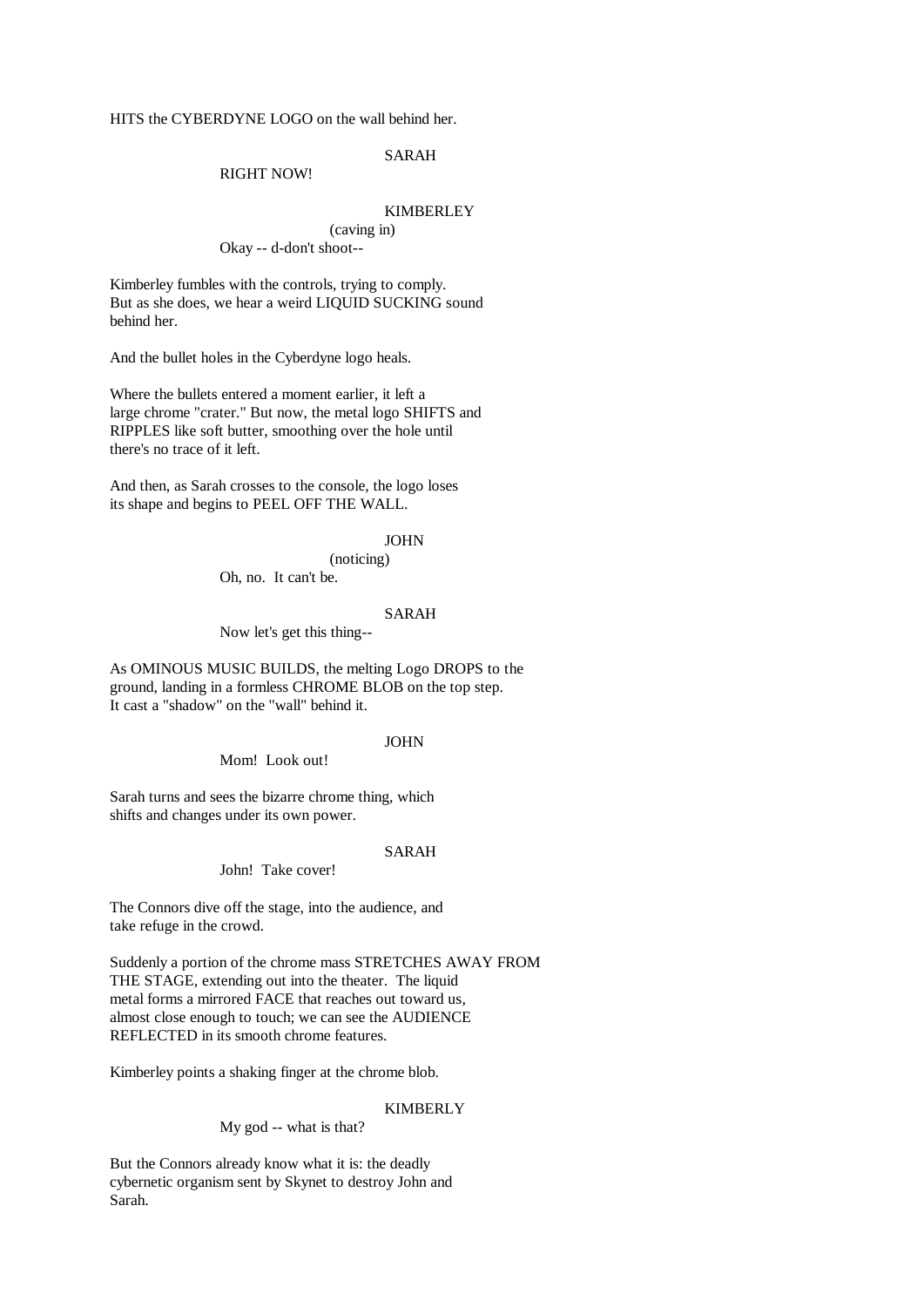HITS the CYBERDYNE LOGO on the wall behind her.

SARAH

RIGHT NOW!

KIMBERLEY

(caving in)

Okay -- d-don't shoot--

Kimberley fumbles with the controls, trying to comply. But as she does, we hear a weird LIQUID SUCKING sound behind her.

And the bullet holes in the Cyberdyne logo heals.

Where the bullets entered a moment earlier, it left a large chrome "crater." But now, the metal logo SHIFTS and RIPPLES like soft butter, smoothing over the hole until there's no trace of it left.

And then, as Sarah crosses to the console, the logo loses its shape and begins to PEEL OFF THE WALL.

JOHN

(noticing)

Oh, no. It can't be.

SARAH

Now let's get this thing--

As OMINOUS MUSIC BUILDS, the melting Logo DROPS to the ground, landing in a formless CHROME BLOB on the top step. It cast a "shadow" on the "wall" behind it.

JOHN

Mom! Look out!

Sarah turns and sees the bizarre chrome thing, which shifts and changes under its own power.

SARAH

John! Take cover!

The Connors dive off the stage, into the audience, and take refuge in the crowd.

Suddenly a portion of the chrome mass STRETCHES AWAY FROM THE STAGE, extending out into the theater. The liquid metal forms a mirrored FACE that reaches out toward us, almost close enough to touch; we can see the AUDIENCE REFLECTED in its smooth chrome features.

Kimberley points a shaking finger at the chrome blob.

KIMBERLY

My god -- what is that?

But the Connors already know what it is: the deadly cybernetic organism sent by Skynet to destroy John and Sarah.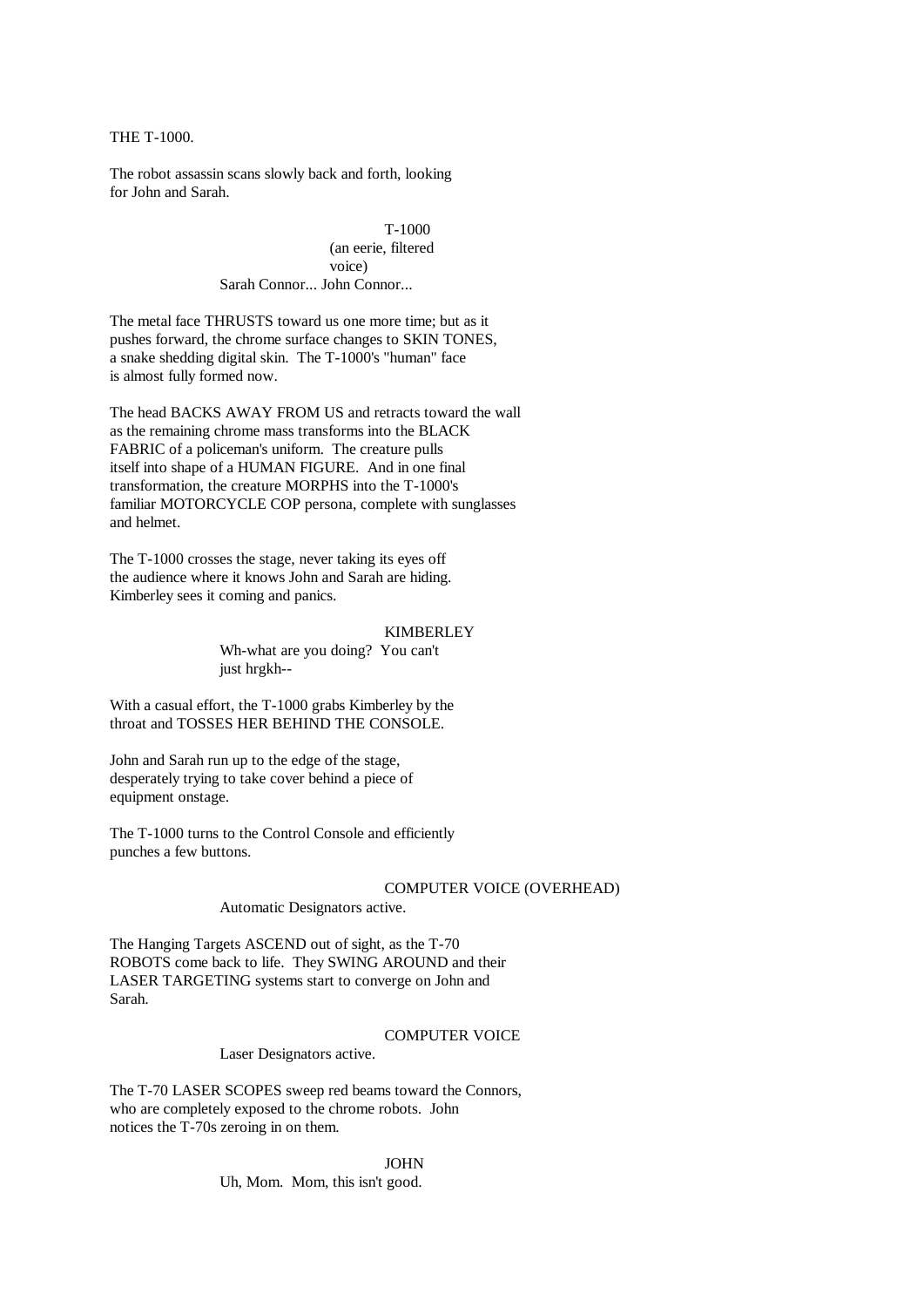THE T-1000.

The robot assassin scans slowly back and forth, looking for John and Sarah.

T-1000
(an eerie, filtered voice)
Sarah Connor... John Connor...

The metal face THRUSTS toward us one more time; but as it pushes forward, the chrome surface changes to SKIN TONES, a snake shedding digital skin. The T-1000's "human" face is almost fully formed now.

The head BACKS AWAY FROM US and retracts toward the wall as the remaining chrome mass transforms into the BLACK FABRIC of a policeman's uniform. The creature pulls itself into shape of a HUMAN FIGURE. And in one final transformation, the creature MORPHS into the T-1000's familiar MOTORCYCLE COP persona, complete with sunglasses and helmet.

The T-1000 crosses the stage, never taking its eyes off the audience where it knows John and Sarah are hiding. Kimberley sees it coming and panics.

KIMBERLEY
Wh-what are you doing? You can't just hrgkh--

With a casual effort, the T-1000 grabs Kimberley by the throat and TOSSES HER BEHIND THE CONSOLE.

John and Sarah run up to the edge of the stage, desperately trying to take cover behind a piece of equipment onstage.

The T-1000 turns to the Control Console and efficiently punches a few buttons.

COMPUTER VOICE (OVERHEAD)
Automatic Designators active.

The Hanging Targets ASCEND out of sight, as the T-70 ROBOTS come back to life. They SWING AROUND and their LASER TARGETING systems start to converge on John and Sarah.

COMPUTER VOICE
Laser Designators active.

The T-70 LASER SCOPES sweep red beams toward the Connors, who are completely exposed to the chrome robots. John notices the T-70s zeroing in on them.

JOHN
Uh, Mom. Mom, this isn't good.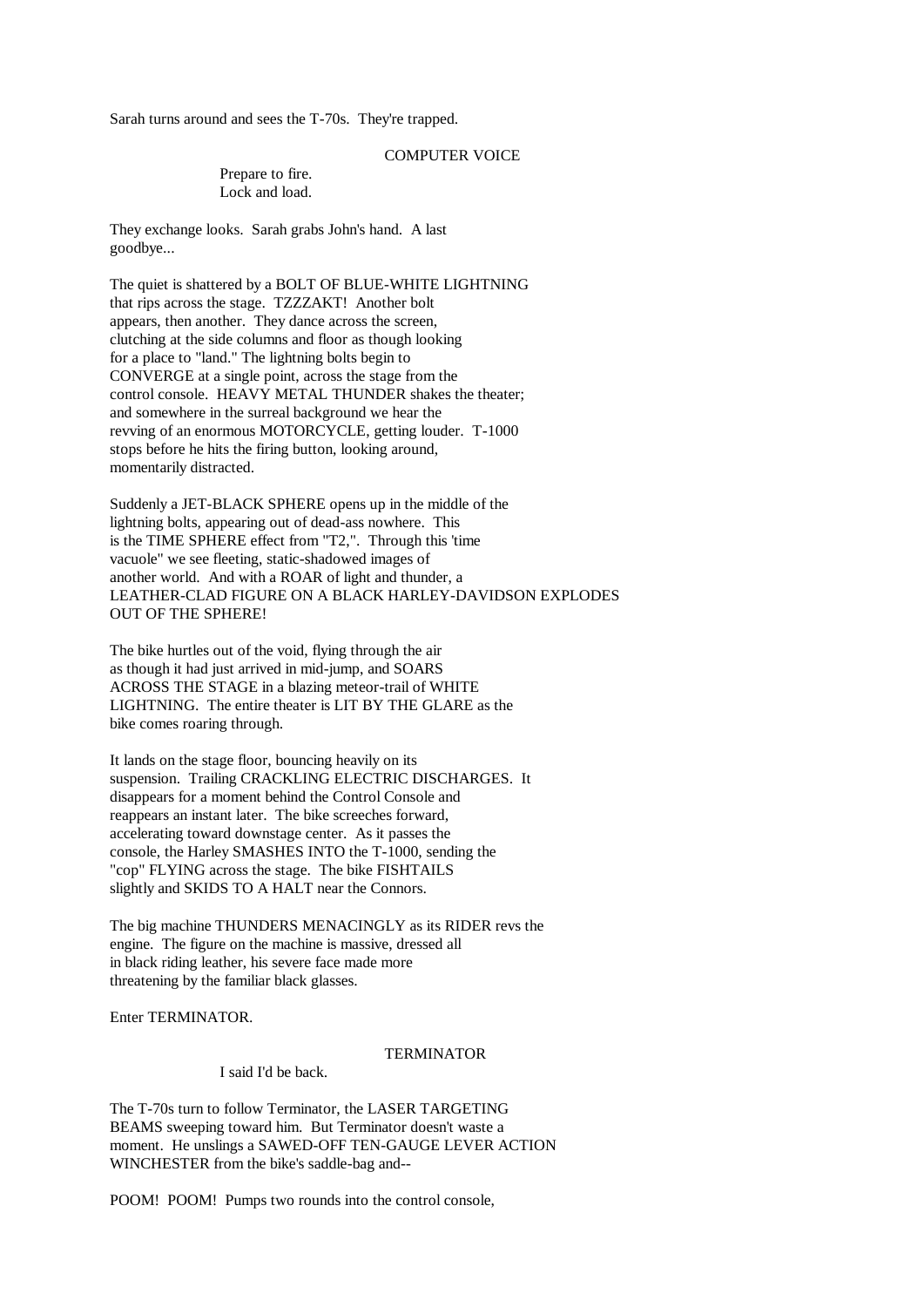Sarah turns around and sees the T-70s. They're trapped.

COMPUTER VOICE

Prepare to fire.
Lock and load.

They exchange looks. Sarah grabs John's hand. A last goodbye...

The quiet is shattered by a BOLT OF BLUE-WHITE LIGHTNING that rips across the stage. TZZZAKT! Another bolt appears, then another. They dance across the screen, clutching at the side columns and floor as though looking for a place to "land." The lightning bolts begin to CONVERGE at a single point, across the stage from the control console. HEAVY METAL THUNDER shakes the theater; and somewhere in the surreal background we hear the revving of an enormous MOTORCYCLE, getting louder. T-1000 stops before he hits the firing button, looking around, momentarily distracted.

Suddenly a JET-BLACK SPHERE opens up in the middle of the lightning bolts, appearing out of dead-ass nowhere. This is the TIME SPHERE effect from "T2,". Through this 'time vacuole" we see fleeting, static-shadowed images of another world. And with a ROAR of light and thunder, a LEATHER-CLAD FIGURE ON A BLACK HARLEY-DAVIDSON EXPLODES OUT OF THE SPHERE!

The bike hurtles out of the void, flying through the air as though it had just arrived in mid-jump, and SOARS ACROSS THE STAGE in a blazing meteor-trail of WHITE LIGHTNING. The entire theater is LIT BY THE GLARE as the bike comes roaring through.

It lands on the stage floor, bouncing heavily on its suspension. Trailing CRACKLING ELECTRIC DISCHARGES. It disappears for a moment behind the Control Console and reappears an instant later. The bike screeches forward, accelerating toward downstage center. As it passes the console, the Harley SMASHES INTO the T-1000, sending the "cop" FLYING across the stage. The bike FISHTAILS slightly and SKIDS TO A HALT near the Connors.

The big machine THUNDERS MENACINGLY as its RIDER revs the engine. The figure on the machine is massive, dressed all in black riding leather, his severe face made more threatening by the familiar black glasses.

Enter TERMINATOR.

TERMINATOR

I said I'd be back.

The T-70s turn to follow Terminator, the LASER TARGETING BEAMS sweeping toward him. But Terminator doesn't waste a moment. He unslings a SAWED-OFF TEN-GAUGE LEVER ACTION WINCHESTER from the bike's saddle-bag and--

POOM! POOM! Pumps two rounds into the control console,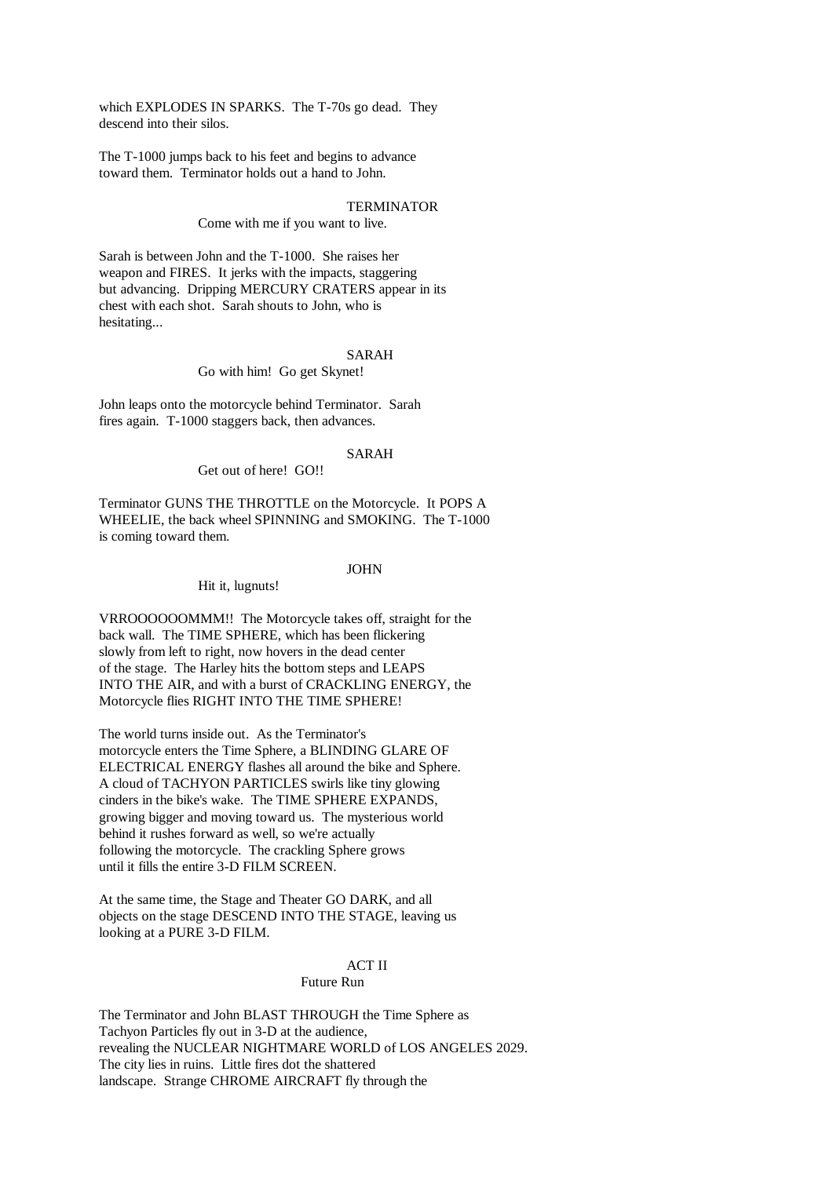which EXPLODES IN SPARKS. The T-70s go dead. They descend into their silos.

The T-1000 jumps back to his feet and begins to advance toward them. Terminator holds out a hand to John.

TERMINATOR

Come with me if you want to live.

Sarah is between John and the T-1000. She raises her weapon and FIRES. It jerks with the impacts, staggering but advancing. Dripping MERCURY CRATERS appear in its chest with each shot. Sarah shouts to John, who is hesitating...

SARAH

Go with him! Go get Skynet!

John leaps onto the motorcycle behind Terminator. Sarah fires again. T-1000 staggers back, then advances.

SARAH

Get out of here! GO!!

Terminator GUNS THE THROTTLE on the Motorcycle. It POPS A WHEELIE, the back wheel SPINNING and SMOKING. The T-1000 is coming toward them.

JOHN

Hit it, lugnuts!

VRROOOOOOMMM!! The Motorcycle takes off, straight for the back wall. The TIME SPHERE, which has been flickering slowly from left to right, now hovers in the dead center of the stage. The Harley hits the bottom steps and LEAPS INTO THE AIR, and with a burst of CRACKLING ENERGY, the Motorcycle flies RIGHT INTO THE TIME SPHERE!

The world turns inside out. As the Terminator's motorcycle enters the Time Sphere, a BLINDING GLARE OF ELECTRICAL ENERGY flashes all around the bike and Sphere. A cloud of TACHYON PARTICLES swirls like tiny glowing cinders in the bike's wake. The TIME SPHERE EXPANDS, growing bigger and moving toward us. The mysterious world behind it rushes forward as well, so we're actually following the motorcycle. The crackling Sphere grows until it fills the entire 3-D FILM SCREEN.

At the same time, the Stage and Theater GO DARK, and all objects on the stage DESCEND INTO THE STAGE, leaving us looking at a PURE 3-D FILM.

## ACT II
### Future Run

The Terminator and John BLAST THROUGH the Time Sphere as Tachyon Particles fly out in 3-D at the audience, revealing the NUCLEAR NIGHTMARE WORLD of LOS ANGELES 2029. The city lies in ruins. Little fires dot the shattered landscape. Strange CHROME AIRCRAFT fly through the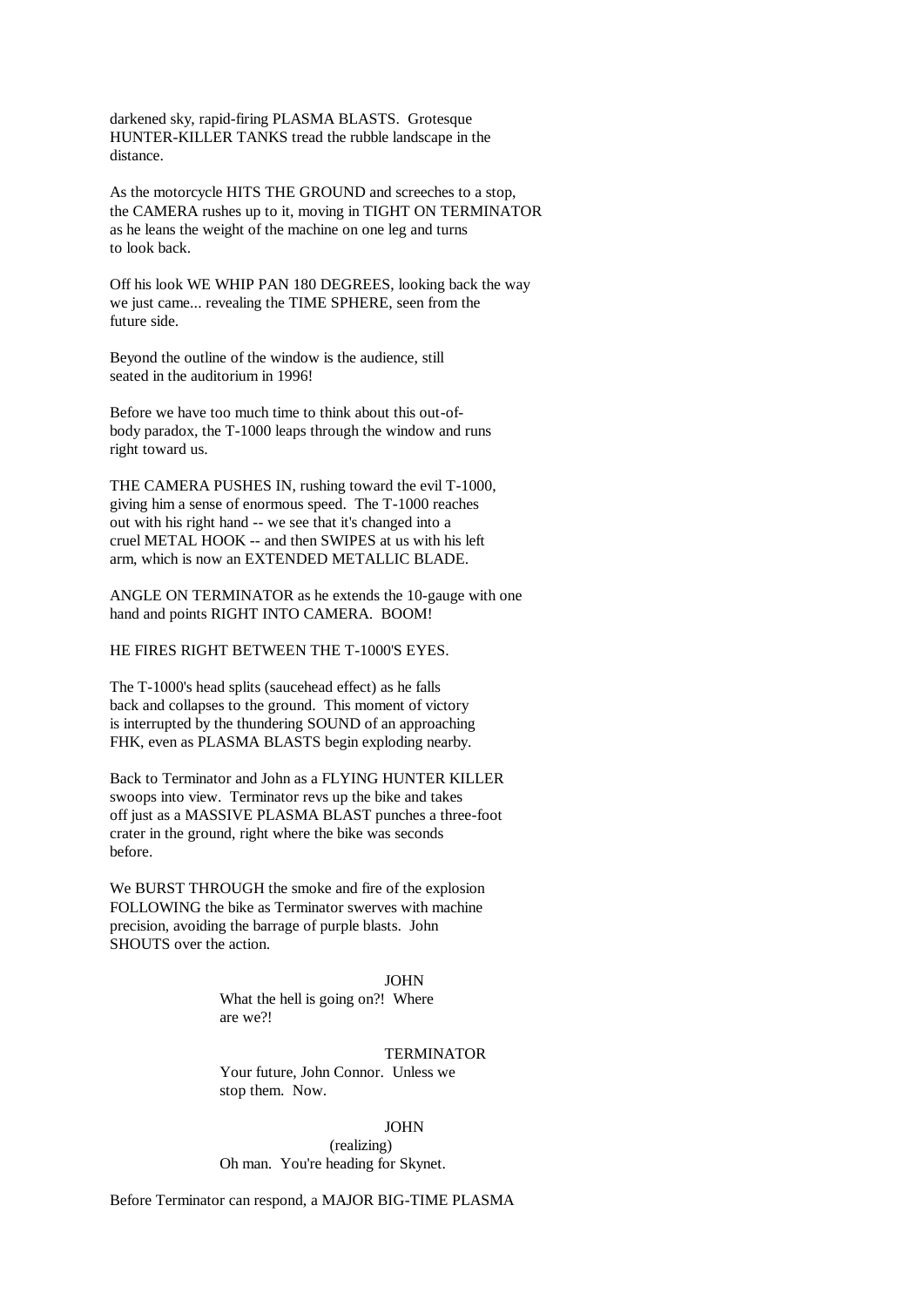darkened sky, rapid-firing PLASMA BLASTS. Grotesque HUNTER-KILLER TANKS tread the rubble landscape in the distance.

As the motorcycle HITS THE GROUND and screeches to a stop, the CAMERA rushes up to it, moving in TIGHT ON TERMINATOR as he leans the weight of the machine on one leg and turns to look back.

Off his look WE WHIP PAN 180 DEGREES, looking back the way we just came... revealing the TIME SPHERE, seen from the future side.

Beyond the outline of the window is the audience, still seated in the auditorium in 1996!

Before we have too much time to think about this out-of-body paradox, the T-1000 leaps through the window and runs right toward us.

THE CAMERA PUSHES IN, rushing toward the evil T-1000, giving him a sense of enormous speed. The T-1000 reaches out with his right hand -- we see that it's changed into a cruel METAL HOOK -- and then SWIPES at us with his left arm, which is now an EXTENDED METALLIC BLADE.

ANGLE ON TERMINATOR as he extends the 10-gauge with one hand and points RIGHT INTO CAMERA. BOOM!

HE FIRES RIGHT BETWEEN THE T-1000'S EYES.

The T-1000's head splits (saucehead effect) as he falls back and collapses to the ground. This moment of victory is interrupted by the thundering SOUND of an approaching FHK, even as PLASMA BLASTS begin exploding nearby.

Back to Terminator and John as a FLYING HUNTER KILLER swoops into view. Terminator revs up the bike and takes off just as a MASSIVE PLASMA BLAST punches a three-foot crater in the ground, right where the bike was seconds before.

We BURST THROUGH the smoke and fire of the explosion FOLLOWING the bike as Terminator swerves with machine precision, avoiding the barrage of purple blasts. John SHOUTS over the action.

JOHN
What the hell is going on?! Where are we?!

TERMINATOR
Your future, John Connor. Unless we stop them. Now.

JOHN
(realizing)
Oh man. You're heading for Skynet.

Before Terminator can respond, a MAJOR BIG-TIME PLASMA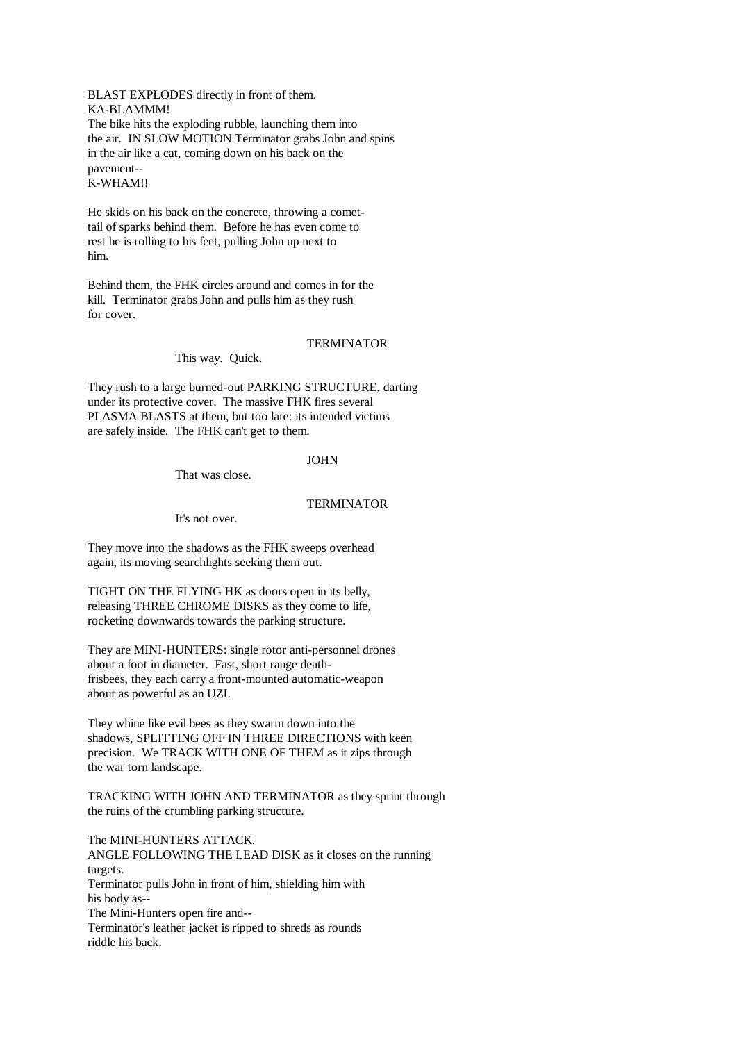BLAST EXPLODES directly in front of them.
KA-BLAMMM!
The bike hits the exploding rubble, launching them into the air. IN SLOW MOTION Terminator grabs John and spins in the air like a cat, coming down on his back on the pavement--
K-WHAM!!

He skids on his back on the concrete, throwing a comet-tail of sparks behind them. Before he has even come to rest he is rolling to his feet, pulling John up next to him.

Behind them, the FHK circles around and comes in for the kill. Terminator grabs John and pulls him as they rush for cover.

TERMINATOR

This way. Quick.

They rush to a large burned-out PARKING STRUCTURE, darting under its protective cover. The massive FHK fires several PLASMA BLASTS at them, but too late: its intended victims are safely inside. The FHK can't get to them.

JOHN

That was close.

TERMINATOR

It's not over.

They move into the shadows as the FHK sweeps overhead again, its moving searchlights seeking them out.

TIGHT ON THE FLYING HK as doors open in its belly, releasing THREE CHROME DISKS as they come to life, rocketing downwards towards the parking structure.

They are MINI-HUNTERS: single rotor anti-personnel drones about a foot in diameter. Fast, short range death-frisbees, they each carry a front-mounted automatic-weapon about as powerful as an UZI.

They whine like evil bees as they swarm down into the shadows, SPLITTING OFF IN THREE DIRECTIONS with keen precision. We TRACK WITH ONE OF THEM as it zips through the war torn landscape.

TRACKING WITH JOHN AND TERMINATOR as they sprint through the ruins of the crumbling parking structure.

The MINI-HUNTERS ATTACK.
ANGLE FOLLOWING THE LEAD DISK as it closes on the running targets.
Terminator pulls John in front of him, shielding him with his body as--
The Mini-Hunters open fire and--
Terminator's leather jacket is ripped to shreds as rounds riddle his back.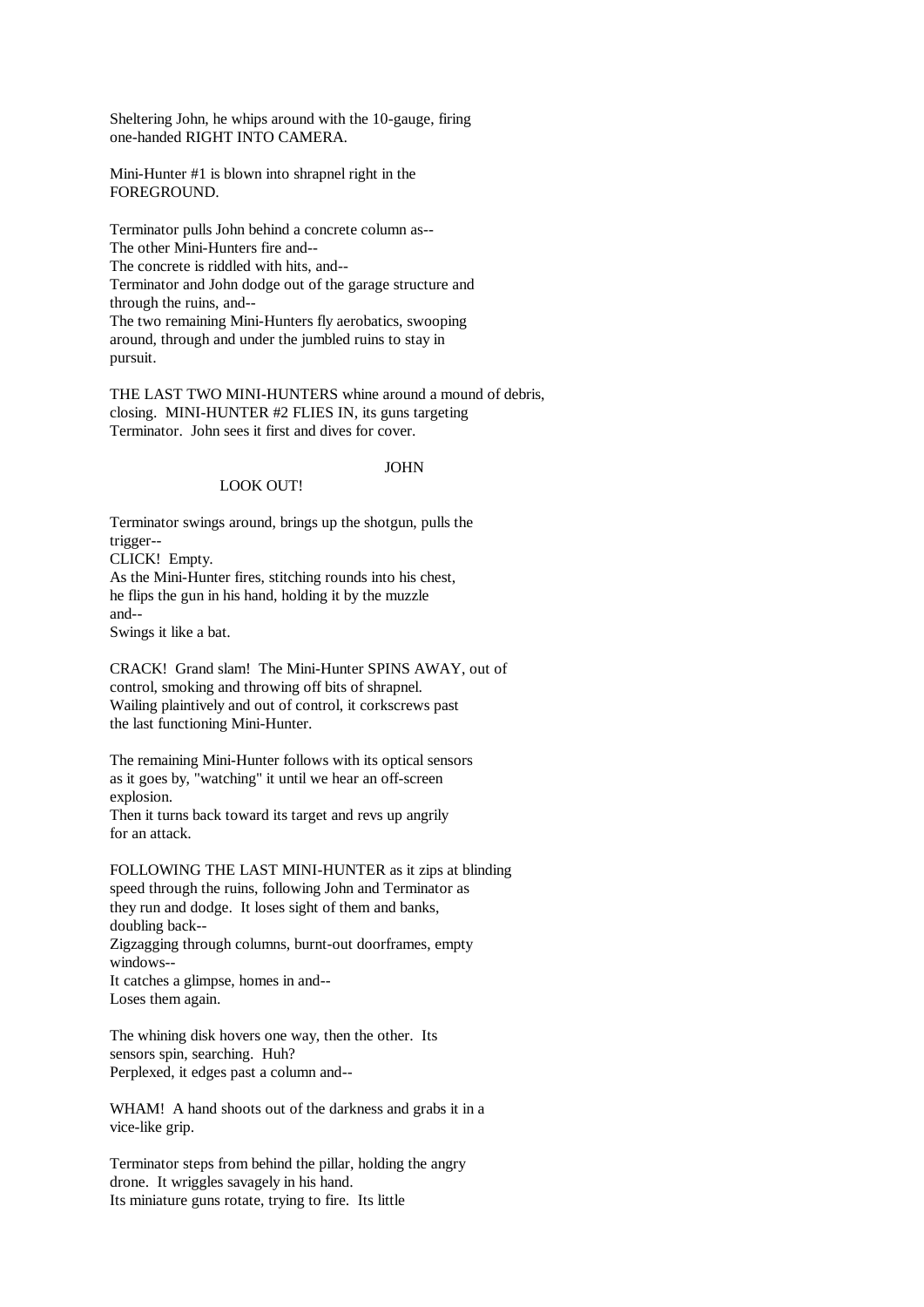Sheltering John, he whips around with the 10-gauge, firing one-handed RIGHT INTO CAMERA.

Mini-Hunter #1 is blown into shrapnel right in the FOREGROUND.

Terminator pulls John behind a concrete column as--
The other Mini-Hunters fire and--
The concrete is riddled with hits, and--
Terminator and John dodge out of the garage structure and through the ruins, and--
The two remaining Mini-Hunters fly aerobatics, swooping around, through and under the jumbled ruins to stay in pursuit.

THE LAST TWO MINI-HUNTERS whine around a mound of debris, closing. MINI-HUNTER #2 FLIES IN, its guns targeting Terminator. John sees it first and dives for cover.

JOHN

LOOK OUT!

Terminator swings around, brings up the shotgun, pulls the trigger--
CLICK! Empty.
As the Mini-Hunter fires, stitching rounds into his chest, he flips the gun in his hand, holding it by the muzzle and--
Swings it like a bat.

CRACK! Grand slam! The Mini-Hunter SPINS AWAY, out of control, smoking and throwing off bits of shrapnel. Wailing plaintively and out of control, it corkscrews past the last functioning Mini-Hunter.

The remaining Mini-Hunter follows with its optical sensors as it goes by, "watching" it until we hear an off-screen explosion.
Then it turns back toward its target and revs up angrily for an attack.

FOLLOWING THE LAST MINI-HUNTER as it zips at blinding speed through the ruins, following John and Terminator as they run and dodge. It loses sight of them and banks, doubling back--
Zigzagging through columns, burnt-out doorframes, empty windows--
It catches a glimpse, homes in and--
Loses them again.

The whining disk hovers one way, then the other. Its sensors spin, searching. Huh?
Perplexed, it edges past a column and--

WHAM! A hand shoots out of the darkness and grabs it in a vice-like grip.

Terminator steps from behind the pillar, holding the angry drone. It wriggles savagely in his hand.
Its miniature guns rotate, trying to fire. Its little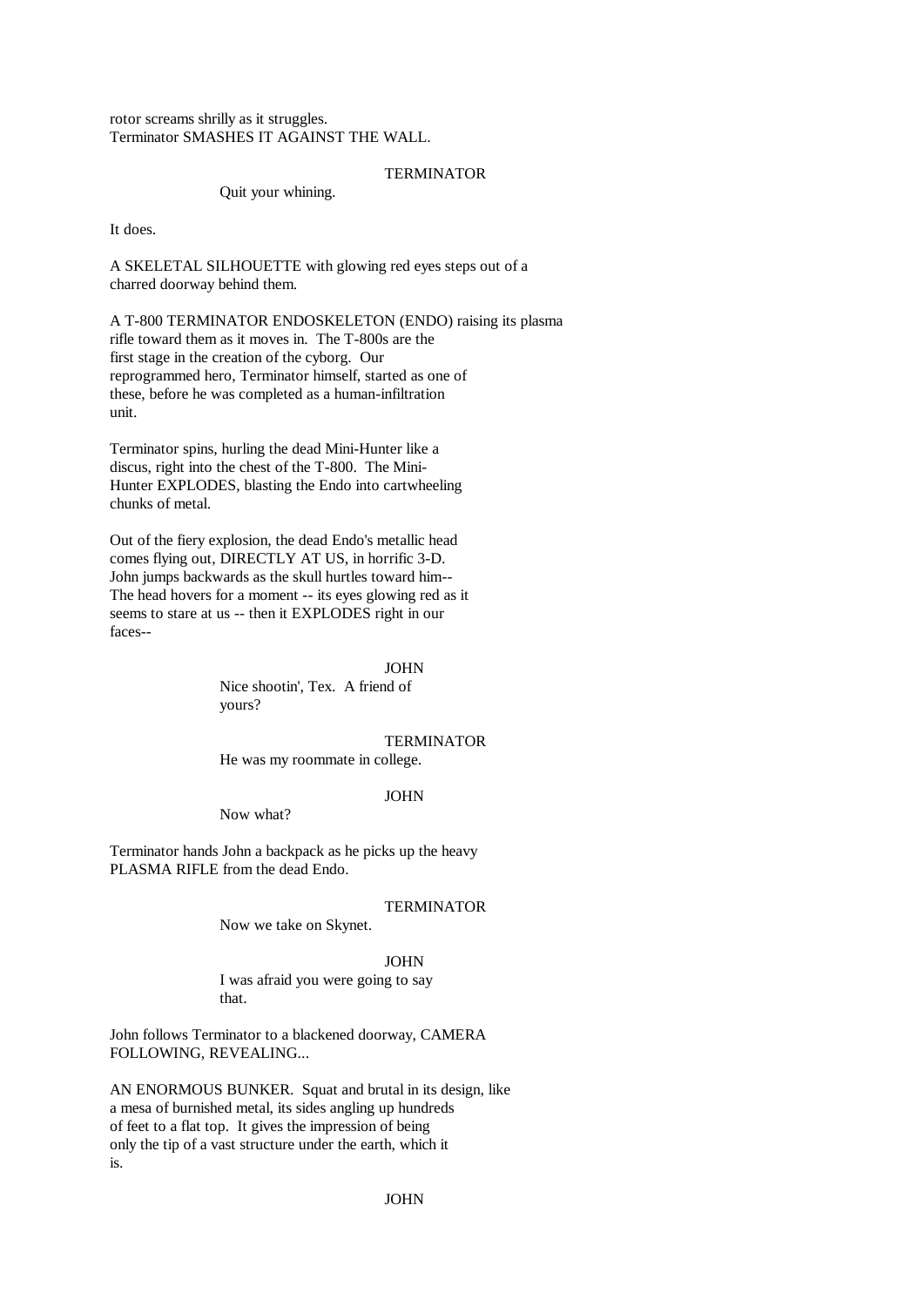rotor screams shrilly as it struggles.
Terminator SMASHES IT AGAINST THE WALL.

TERMINATOR

Quit your whining.

It does.

A SKELETAL SILHOUETTE with glowing red eyes steps out of a charred doorway behind them.

A T-800 TERMINATOR ENDOSKELETON (ENDO) raising its plasma rifle toward them as it moves in. The T-800s are the first stage in the creation of the cyborg. Our reprogrammed hero, Terminator himself, started as one of these, before he was completed as a human-infiltration unit.

Terminator spins, hurling the dead Mini-Hunter like a discus, right into the chest of the T-800. The Mini-Hunter EXPLODES, blasting the Endo into cartwheeling chunks of metal.

Out of the fiery explosion, the dead Endo's metallic head comes flying out, DIRECTLY AT US, in horrific 3-D. John jumps backwards as the skull hurtles toward him-- The head hovers for a moment -- its eyes glowing red as it seems to stare at us -- then it EXPLODES right in our faces--

JOHN

Nice shootin', Tex. A friend of yours?

TERMINATOR

He was my roommate in college.

JOHN

Now what?

Terminator hands John a backpack as he picks up the heavy PLASMA RIFLE from the dead Endo.

TERMINATOR

Now we take on Skynet.

JOHN

I was afraid you were going to say that.

John follows Terminator to a blackened doorway, CAMERA FOLLOWING, REVEALING...

AN ENORMOUS BUNKER. Squat and brutal in its design, like a mesa of burnished metal, its sides angling up hundreds of feet to a flat top. It gives the impression of being only the tip of a vast structure under the earth, which it is.

JOHN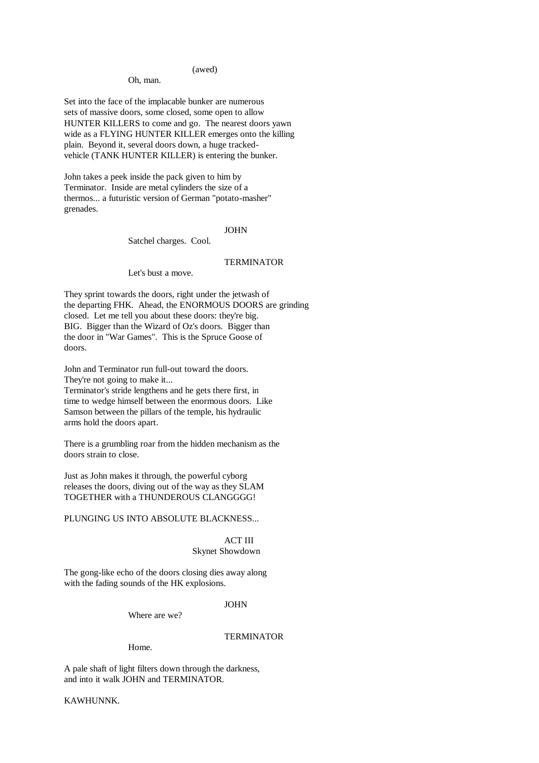(awed)

Oh, man.

Set into the face of the implacable bunker are numerous sets of massive doors, some closed, some open to allow HUNTER KILLERS to come and go. The nearest doors yawn wide as a FLYING HUNTER KILLER emerges onto the killing plain. Beyond it, several doors down, a huge tracked-vehicle (TANK HUNTER KILLER) is entering the bunker.

John takes a peek inside the pack given to him by Terminator. Inside are metal cylinders the size of a thermos... a futuristic version of German "potato-masher" grenades.

JOHN

Satchel charges. Cool.

TERMINATOR

Let's bust a move.

They sprint towards the doors, right under the jetwash of the departing FHK. Ahead, the ENORMOUS DOORS are grinding closed. Let me tell you about these doors: they're big. BIG. Bigger than the Wizard of Oz's doors. Bigger than the door in "War Games". This is the Spruce Goose of doors.

John and Terminator run full-out toward the doors. They're not going to make it...
Terminator's stride lengthens and he gets there first, in time to wedge himself between the enormous doors. Like Samson between the pillars of the temple, his hydraulic arms hold the doors apart.

There is a grumbling roar from the hidden mechanism as the doors strain to close.

Just as John makes it through, the powerful cyborg releases the doors, diving out of the way as they SLAM TOGETHER with a THUNDEROUS CLANGGGG!

PLUNGING US INTO ABSOLUTE BLACKNESS...

## ACT III
### Skynet Showdown

The gong-like echo of the doors closing dies away along with the fading sounds of the HK explosions.

JOHN

Where are we?

TERMINATOR

Home.

A pale shaft of light filters down through the darkness, and into it walk JOHN and TERMINATOR.

KAWHUNNK.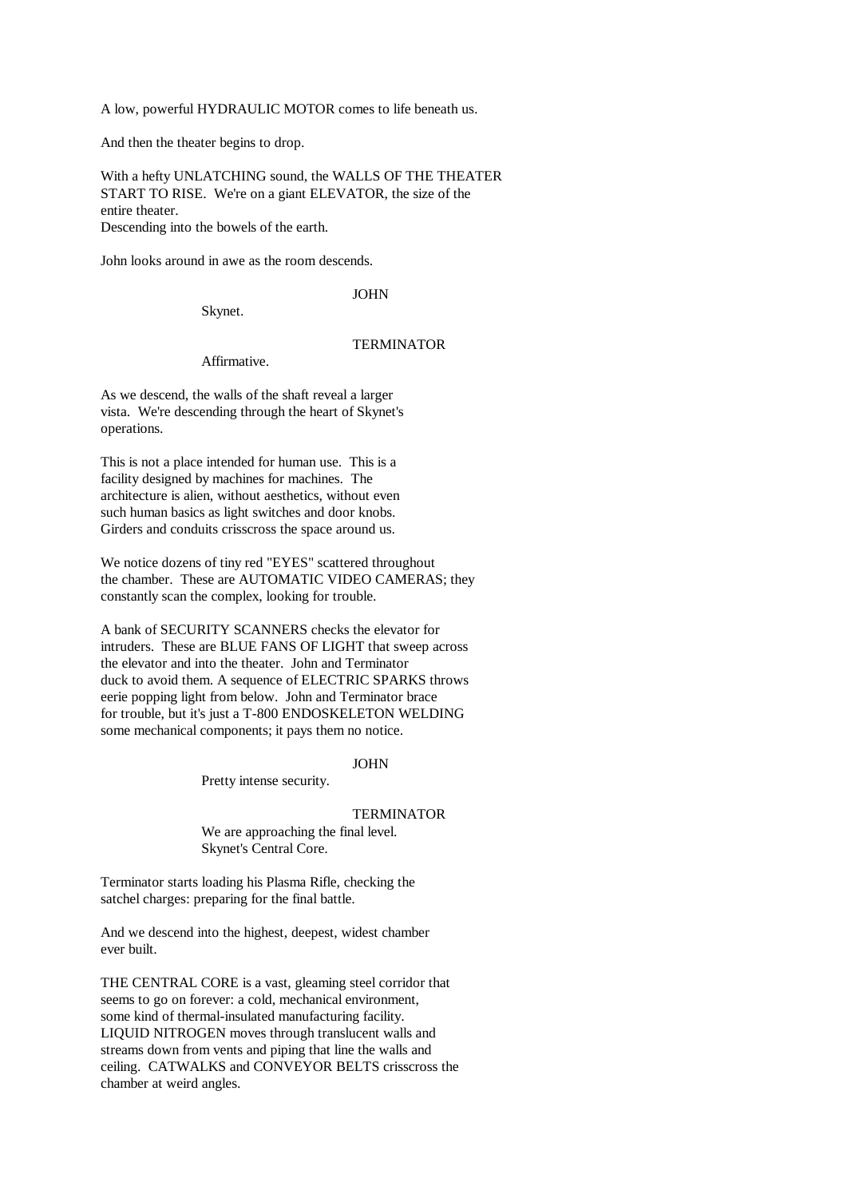A low, powerful HYDRAULIC MOTOR comes to life beneath us.

And then the theater begins to drop.

With a hefty UNLATCHING sound, the WALLS OF THE THEATER START TO RISE. We're on a giant ELEVATOR, the size of the entire theater.
Descending into the bowels of the earth.

John looks around in awe as the room descends.

JOHN

Skynet.

TERMINATOR

Affirmative.

As we descend, the walls of the shaft reveal a larger vista. We're descending through the heart of Skynet's operations.

This is not a place intended for human use. This is a facility designed by machines for machines. The architecture is alien, without aesthetics, without even such human basics as light switches and door knobs. Girders and conduits crisscross the space around us.

We notice dozens of tiny red "EYES" scattered throughout the chamber. These are AUTOMATIC VIDEO CAMERAS; they constantly scan the complex, looking for trouble.

A bank of SECURITY SCANNERS checks the elevator for intruders. These are BLUE FANS OF LIGHT that sweep across the elevator and into the theater. John and Terminator duck to avoid them. A sequence of ELECTRIC SPARKS throws eerie popping light from below. John and Terminator brace for trouble, but it's just a T-800 ENDOSKELETON WELDING some mechanical components; it pays them no notice.

JOHN

Pretty intense security.

TERMINATOR

We are approaching the final level.
Skynet's Central Core.

Terminator starts loading his Plasma Rifle, checking the satchel charges: preparing for the final battle.

And we descend into the highest, deepest, widest chamber ever built.

THE CENTRAL CORE is a vast, gleaming steel corridor that seems to go on forever: a cold, mechanical environment, some kind of thermal-insulated manufacturing facility. LIQUID NITROGEN moves through translucent walls and streams down from vents and piping that line the walls and ceiling. CATWALKS and CONVEYOR BELTS crisscross the chamber at weird angles.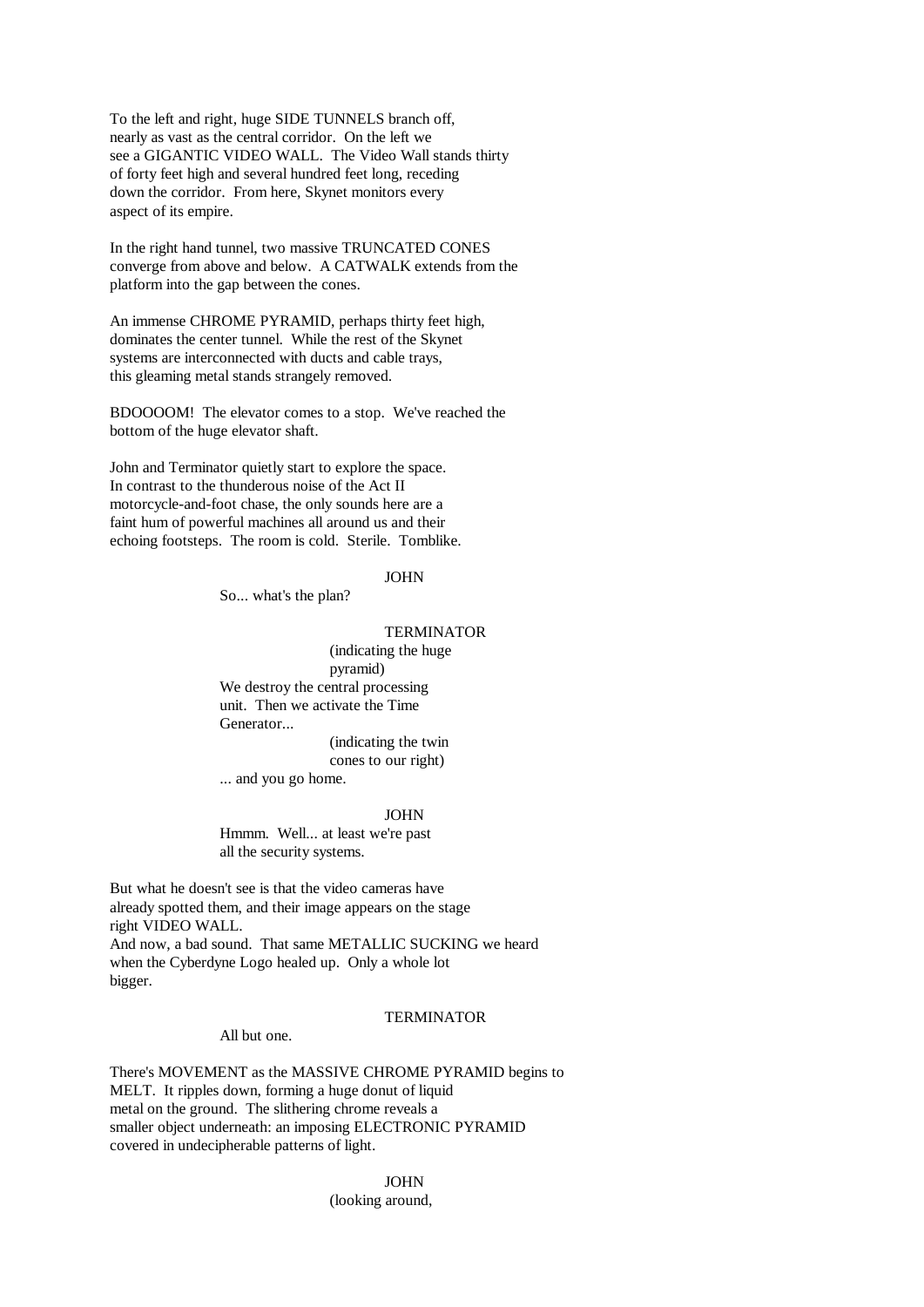To the left and right, huge SIDE TUNNELS branch off, nearly as vast as the central corridor. On the left we see a GIGANTIC VIDEO WALL. The Video Wall stands thirty of forty feet high and several hundred feet long, receding down the corridor. From here, Skynet monitors every aspect of its empire.

In the right hand tunnel, two massive TRUNCATED CONES converge from above and below. A CATWALK extends from the platform into the gap between the cones.

An immense CHROME PYRAMID, perhaps thirty feet high, dominates the center tunnel. While the rest of the Skynet systems are interconnected with ducts and cable trays, this gleaming metal stands strangely removed.

BDOOOOM! The elevator comes to a stop. We've reached the bottom of the huge elevator shaft.

John and Terminator quietly start to explore the space. In contrast to the thunderous noise of the Act II motorcycle-and-foot chase, the only sounds here are a faint hum of powerful machines all around us and their echoing footsteps. The room is cold. Sterile. Tomblike.

JOHN
So... what's the plan?

TERMINATOR
(indicating the huge pyramid)
We destroy the central processing unit. Then we activate the Time Generator...
(indicating the twin cones to our right)
... and you go home.

JOHN
Hmmm. Well... at least we're past all the security systems.

But what he doesn't see is that the video cameras have already spotted them, and their image appears on the stage right VIDEO WALL.
And now, a bad sound. That same METALLIC SUCKING we heard when the Cyberdyne Logo healed up. Only a whole lot bigger.

TERMINATOR
All but one.

There's MOVEMENT as the MASSIVE CHROME PYRAMID begins to MELT. It ripples down, forming a huge donut of liquid metal on the ground. The slithering chrome reveals a smaller object underneath: an imposing ELECTRONIC PYRAMID covered in undecipherable patterns of light.

JOHN
(looking around,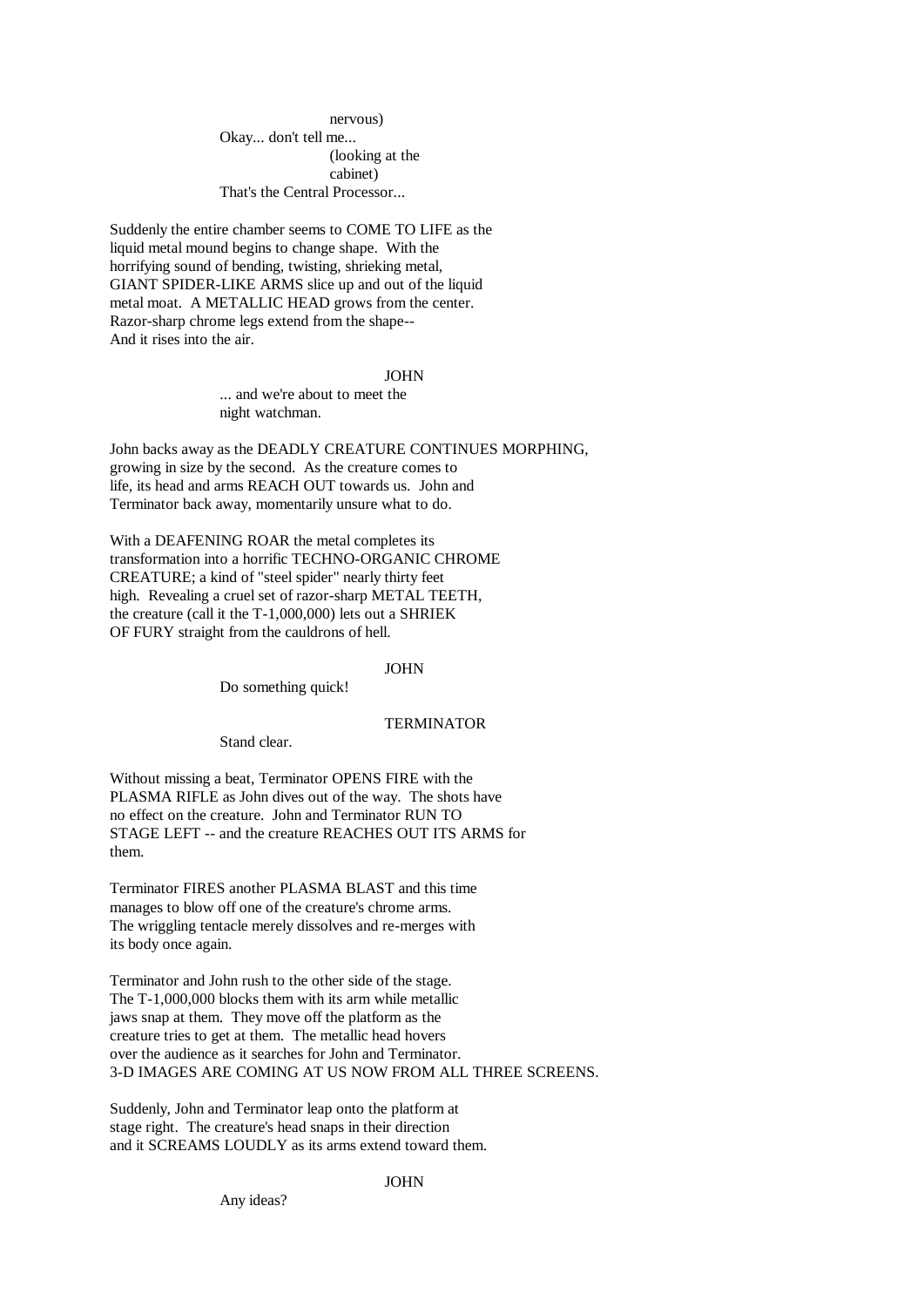nervous)
Okay... don't tell me...
(looking at the cabinet)
That's the Central Processor...

Suddenly the entire chamber seems to COME TO LIFE as the liquid metal mound begins to change shape. With the horrifying sound of bending, twisting, shrieking metal, GIANT SPIDER-LIKE ARMS slice up and out of the liquid metal moat. A METALLIC HEAD grows from the center. Razor-sharp chrome legs extend from the shape-- And it rises into the air.

JOHN
... and we're about to meet the night watchman.

John backs away as the DEADLY CREATURE CONTINUES MORPHING, growing in size by the second. As the creature comes to life, its head and arms REACH OUT towards us. John and Terminator back away, momentarily unsure what to do.

With a DEAFENING ROAR the metal completes its transformation into a horrific TECHNO-ORGANIC CHROME CREATURE; a kind of "steel spider" nearly thirty feet high. Revealing a cruel set of razor-sharp METAL TEETH, the creature (call it the T-1,000,000) lets out a SHRIEK OF FURY straight from the cauldrons of hell.

JOHN
Do something quick!

TERMINATOR
Stand clear.

Without missing a beat, Terminator OPENS FIRE with the PLASMA RIFLE as John dives out of the way. The shots have no effect on the creature. John and Terminator RUN TO STAGE LEFT -- and the creature REACHES OUT ITS ARMS for them.

Terminator FIRES another PLASMA BLAST and this time manages to blow off one of the creature's chrome arms. The wriggling tentacle merely dissolves and re-merges with its body once again.

Terminator and John rush to the other side of the stage. The T-1,000,000 blocks them with its arm while metallic jaws snap at them. They move off the platform as the creature tries to get at them. The metallic head hovers over the audience as it searches for John and Terminator. 3-D IMAGES ARE COMING AT US NOW FROM ALL THREE SCREENS.

Suddenly, John and Terminator leap onto the platform at stage right. The creature's head snaps in their direction and it SCREAMS LOUDLY as its arms extend toward them.

JOHN
Any ideas?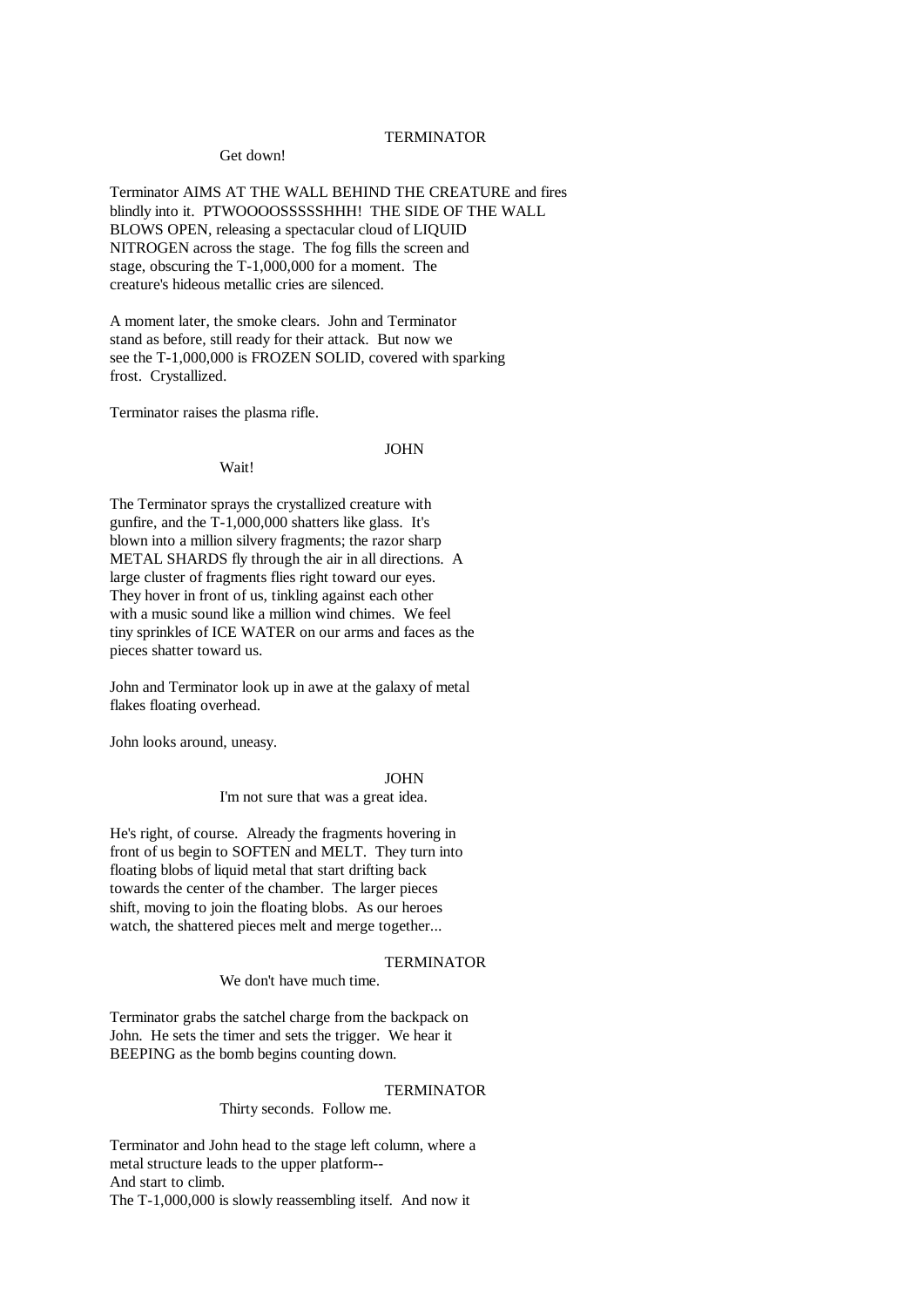TERMINATOR

Get down!

Terminator AIMS AT THE WALL BEHIND THE CREATURE and fires blindly into it. PTWOOOOSSSSSHHH! THE SIDE OF THE WALL BLOWS OPEN, releasing a spectacular cloud of LIQUID NITROGEN across the stage. The fog fills the screen and stage, obscuring the T-1,000,000 for a moment. The creature's hideous metallic cries are silenced.

A moment later, the smoke clears. John and Terminator stand as before, still ready for their attack. But now we see the T-1,000,000 is FROZEN SOLID, covered with sparking frost. Crystallized.

Terminator raises the plasma rifle.

JOHN

Wait!

The Terminator sprays the crystallized creature with gunfire, and the T-1,000,000 shatters like glass. It's blown into a million silvery fragments; the razor sharp METAL SHARDS fly through the air in all directions. A large cluster of fragments flies right toward our eyes. They hover in front of us, tinkling against each other with a music sound like a million wind chimes. We feel tiny sprinkles of ICE WATER on our arms and faces as the pieces shatter toward us.

John and Terminator look up in awe at the galaxy of metal flakes floating overhead.

John looks around, uneasy.

JOHN

I'm not sure that was a great idea.

He's right, of course. Already the fragments hovering in front of us begin to SOFTEN and MELT. They turn into floating blobs of liquid metal that start drifting back towards the center of the chamber. The larger pieces shift, moving to join the floating blobs. As our heroes watch, the shattered pieces melt and merge together...

TERMINATOR

We don't have much time.

Terminator grabs the satchel charge from the backpack on John. He sets the timer and sets the trigger. We hear it BEEPING as the bomb begins counting down.

TERMINATOR

Thirty seconds. Follow me.

Terminator and John head to the stage left column, where a metal structure leads to the upper platform--
And start to climb.
The T-1,000,000 is slowly reassembling itself. And now it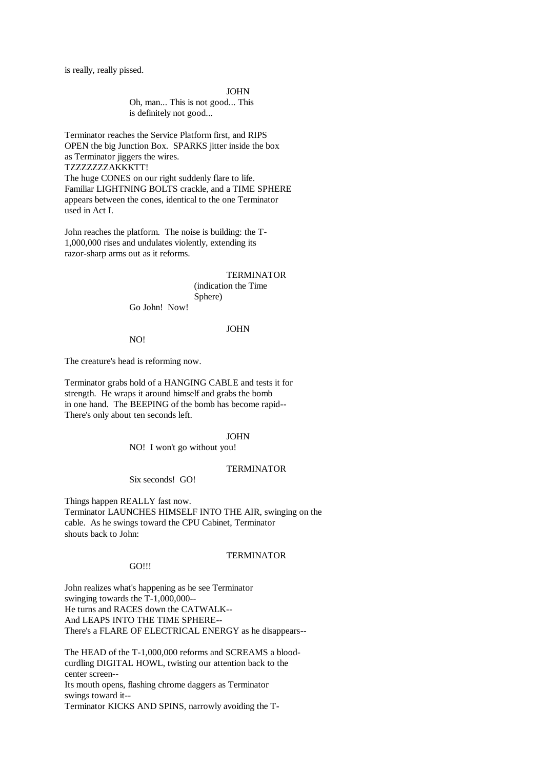is really, really pissed.

JOHN

Oh, man... This is not good... This is definitely not good...

Terminator reaches the Service Platform first, and RIPS OPEN the big Junction Box. SPARKS jitter inside the box as Terminator jiggers the wires.
TZZZZZZZAKKKTT!
The huge CONES on our right suddenly flare to life. Familiar LIGHTNING BOLTS crackle, and a TIME SPHERE appears between the cones, identical to the one Terminator used in Act I.

John reaches the platform. The noise is building: the T-1,000,000 rises and undulates violently, extending its razor-sharp arms out as it reforms.

TERMINATOR

(indication the Time Sphere)

Go John! Now!

JOHN

NO!

The creature's head is reforming now.

Terminator grabs hold of a HANGING CABLE and tests it for strength. He wraps it around himself and grabs the bomb in one hand. The BEEPING of the bomb has become rapid--
There's only about ten seconds left.

JOHN

NO! I won't go without you!

TERMINATOR

Six seconds! GO!

Things happen REALLY fast now.
Terminator LAUNCHES HIMSELF INTO THE AIR, swinging on the cable. As he swings toward the CPU Cabinet, Terminator shouts back to John:

TERMINATOR

GO!!!

John realizes what's happening as he see Terminator swinging towards the T-1,000,000--
He turns and RACES down the CATWALK--
And LEAPS INTO THE TIME SPHERE--
There's a FLARE OF ELECTRICAL ENERGY as he disappears--

The HEAD of the T-1,000,000 reforms and SCREAMS a blood-curdling DIGITAL HOWL, twisting our attention back to the center screen--
Its mouth opens, flashing chrome daggers as Terminator swings toward it--
Terminator KICKS AND SPINS, narrowly avoiding the T-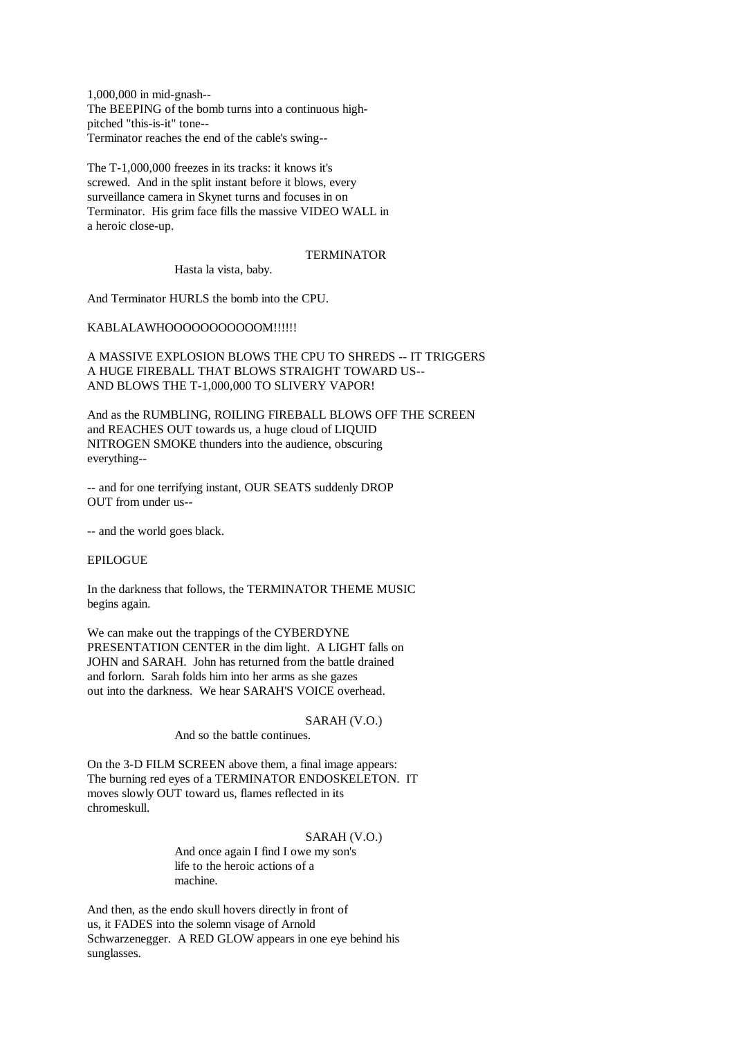1,000,000 in mid-gnash--
The BEEPING of the bomb turns into a continuous high-pitched "this-is-it" tone--
Terminator reaches the end of the cable's swing--

The T-1,000,000 freezes in its tracks: it knows it's screwed. And in the split instant before it blows, every surveillance camera in Skynet turns and focuses in on Terminator. His grim face fills the massive VIDEO WALL in a heroic close-up.

TERMINATOR

Hasta la vista, baby.

And Terminator HURLS the bomb into the CPU.

KABLALAWHOOOOOOOOOOOOM!!!!!!

A MASSIVE EXPLOSION BLOWS THE CPU TO SHREDS -- IT TRIGGERS A HUGE FIREBALL THAT BLOWS STRAIGHT TOWARD US-- AND BLOWS THE T-1,000,000 TO SLIVERY VAPOR!

And as the RUMBLING, ROILING FIREBALL BLOWS OFF THE SCREEN and REACHES OUT towards us, a huge cloud of LIQUID NITROGEN SMOKE thunders into the audience, obscuring everything--

-- and for one terrifying instant, OUR SEATS suddenly DROP OUT from under us--

-- and the world goes black.

EPILOGUE

In the darkness that follows, the TERMINATOR THEME MUSIC begins again.

We can make out the trappings of the CYBERDYNE PRESENTATION CENTER in the dim light. A LIGHT falls on JOHN and SARAH. John has returned from the battle drained and forlorn. Sarah folds him into her arms as she gazes out into the darkness. We hear SARAH'S VOICE overhead.

SARAH (V.O.)

And so the battle continues.

On the 3-D FILM SCREEN above them, a final image appears: The burning red eyes of a TERMINATOR ENDOSKELETON. IT moves slowly OUT toward us, flames reflected in its chromeskull.

SARAH (V.O.)

And once again I find I owe my son's life to the heroic actions of a machine.

And then, as the endo skull hovers directly in front of us, it FADES into the solemn visage of Arnold Schwarzenegger. A RED GLOW appears in one eye behind his sunglasses.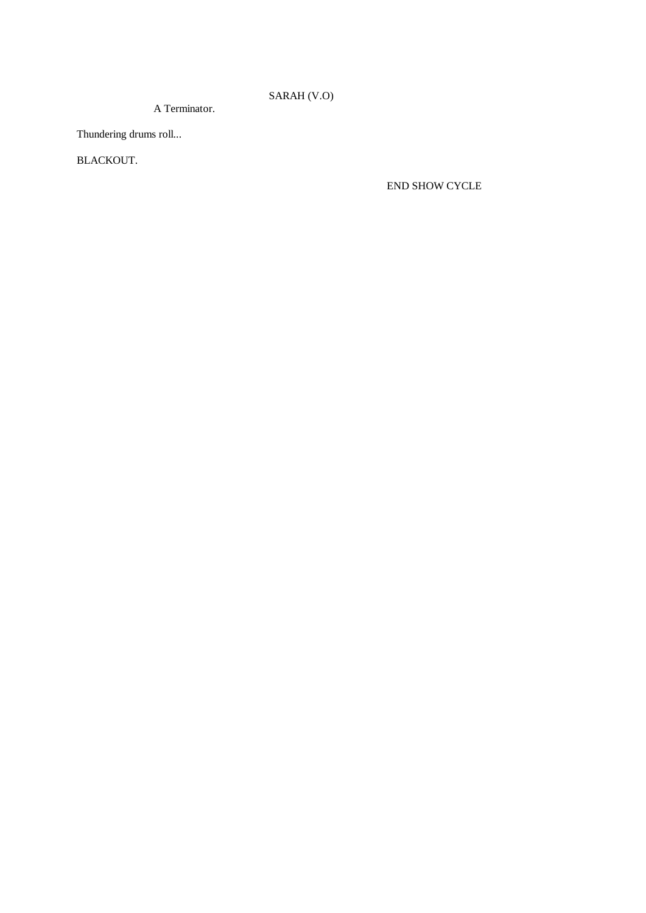SARAH (V.O)

A Terminator.

Thundering drums roll...

BLACKOUT.

END SHOW CYCLE